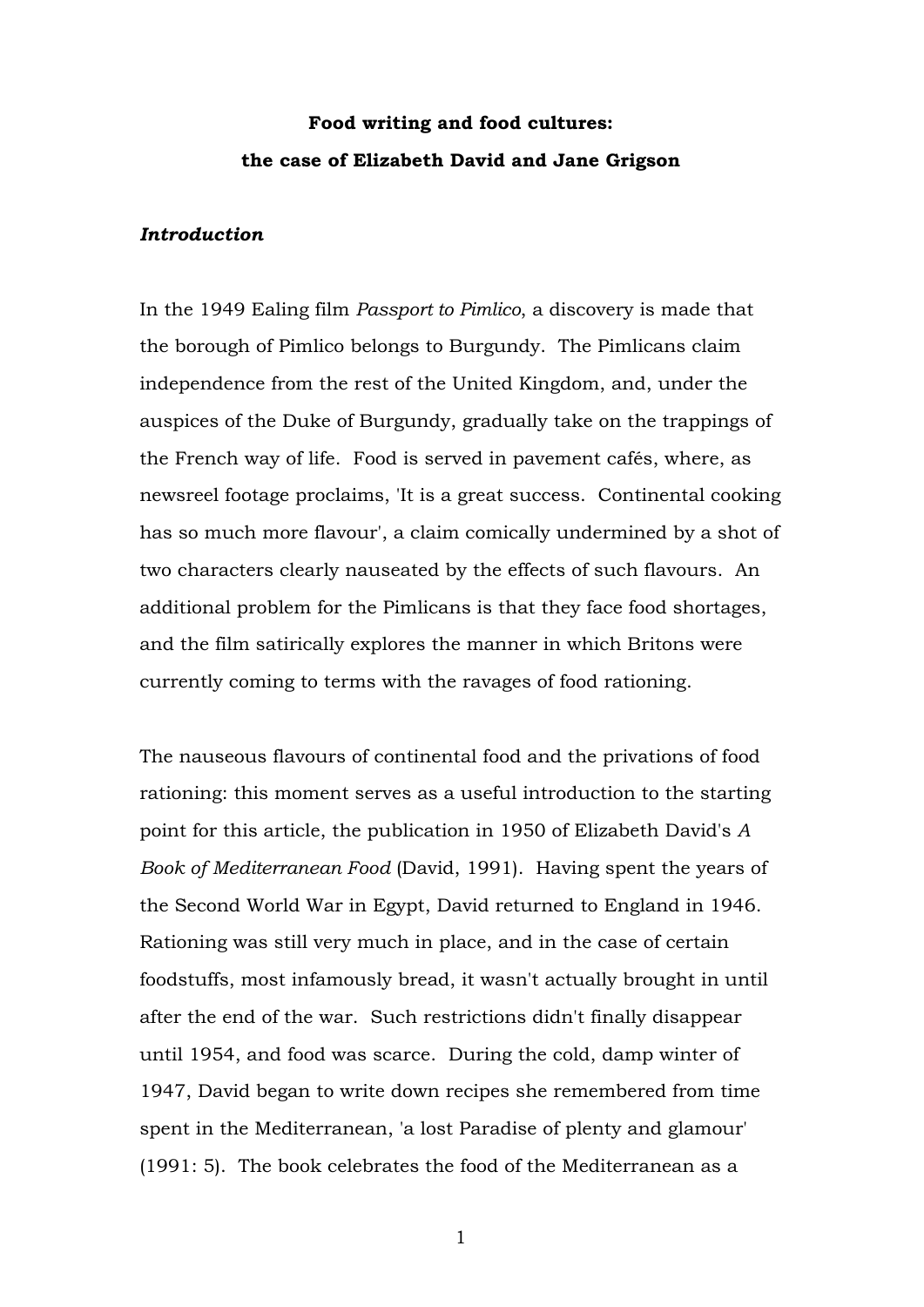**Food writing and food cultures:**

**the case of Elizabeth David and Jane Grigson**

## *Introduction*

In the 1949 Ealing film *Passport to Pimlico*, a discovery is made that the borough of Pimlico belongs to Burgundy. The Pimlicans claim independence from the rest of the United Kingdom, and, under the auspices of the Duke of Burgundy, gradually take on the trappings of the French way of life. Food is served in pavement cafés, where, as newsreel footage proclaims, 'It is a great success. Continental cooking has so much more flavour', a claim comically undermined by a shot of two characters clearly nauseated by the effects of such flavours. An additional problem for the Pimlicans is that they face food shortages, and the film satirically explores the manner in which Britons were currently coming to terms with the ravages of food rationing.

The nauseous flavours of continental food and the privations of food rationing: this moment serves as a useful introduction to the starting point for this article, the publication in 1950 of Elizabeth David's *A Book of Mediterranean Food* (David, 1991). Having spent the years of the Second World War in Egypt, David returned to England in 1946. Rationing was still very much in place, and in the case of certain foodstuffs, most infamously bread, it wasn't actually brought in until after the end of the war. Such restrictions didn't finally disappear until 1954, and food was scarce. During the cold, damp winter of 1947, David began to write down recipes she remembered from time spent in the Mediterranean, 'a lost Paradise of plenty and glamour' (1991: 5). The book celebrates the food of the Mediterranean as a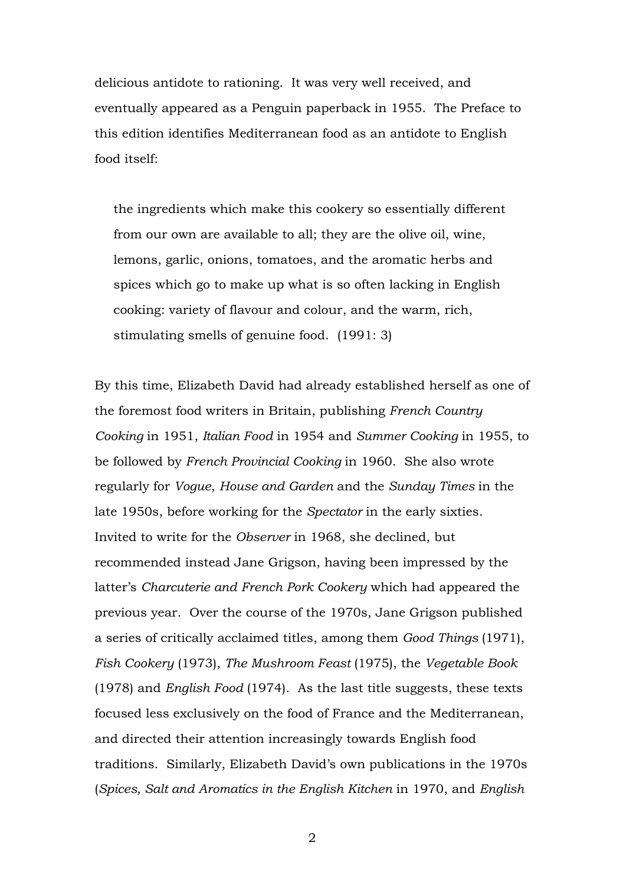delicious antidote to rationing. It was very well received, and eventually appeared as a Penguin paperback in 1955. The Preface to this edition identifies Mediterranean food as an antidote to English food itself:

> the ingredients which make this cookery so essentially different from our own are available to all; they are the olive oil, wine, lemons, garlic, onions, tomatoes, and the aromatic herbs and spices which go to make up what is so often lacking in English cooking: variety of flavour and colour, and the warm, rich, stimulating smells of genuine food. (1991: 3)

By this time, Elizabeth David had already established herself as one of the foremost food writers in Britain, publishing *French Country Cooking* in 1951, *Italian Food* in 1954 and *Summer Cooking* in 1955, to be followed by *French Provincial Cooking* in 1960. She also wrote regularly for *Vogue*, *House and Garden* and the *Sunday Times* in the late 1950s, before working for the *Spectator* in the early sixties. Invited to write for the *Observer* in 1968, she declined, but recommended instead Jane Grigson, having been impressed by the latter's *Charcuterie and French Pork Cookery* which had appeared the previous year. Over the course of the 1970s, Jane Grigson published a series of critically acclaimed titles, among them *Good Things* (1971), *Fish Cookery* (1973), *The Mushroom Feast* (1975), the *Vegetable Book* (1978) and *English Food* (1974). As the last title suggests, these texts focused less exclusively on the food of France and the Mediterranean, and directed their attention increasingly towards English food traditions. Similarly, Elizabeth David's own publications in the 1970s (*Spices, Salt and Aromatics in the English Kitchen* in 1970, and *English*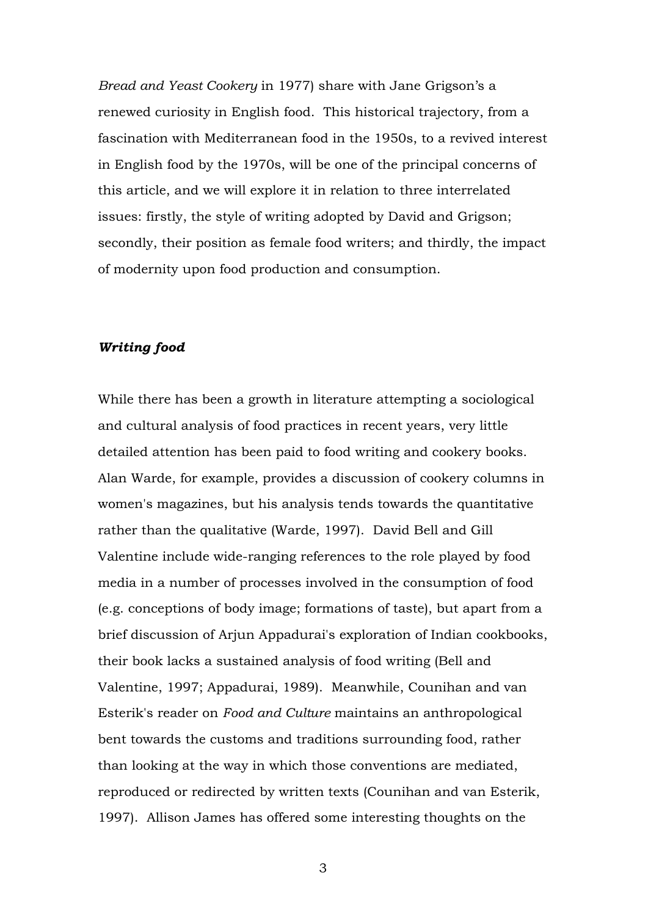*Bread and Yeast Cookery* in 1977) share with Jane Grigson's a renewed curiosity in English food. This historical trajectory, from a fascination with Mediterranean food in the 1950s, to a revived interest in English food by the 1970s, will be one of the principal concerns of this article, and we will explore it in relation to three interrelated issues: firstly, the style of writing adopted by David and Grigson; secondly, their position as female food writers; and thirdly, the impact of modernity upon food production and consumption.

## ***Writing food***

While there has been a growth in literature attempting a sociological and cultural analysis of food practices in recent years, very little detailed attention has been paid to food writing and cookery books. Alan Warde, for example, provides a discussion of cookery columns in women's magazines, but his analysis tends towards the quantitative rather than the qualitative (Warde, 1997). David Bell and Gill Valentine include wide-ranging references to the role played by food media in a number of processes involved in the consumption of food (e.g. conceptions of body image; formations of taste), but apart from a brief discussion of Arjun Appadurai's exploration of Indian cookbooks, their book lacks a sustained analysis of food writing (Bell and Valentine, 1997; Appadurai, 1989). Meanwhile, Counihan and van Esterik's reader on *Food and Culture* maintains an anthropological bent towards the customs and traditions surrounding food, rather than looking at the way in which those conventions are mediated, reproduced or redirected by written texts (Counihan and van Esterik, 1997). Allison James has offered some interesting thoughts on the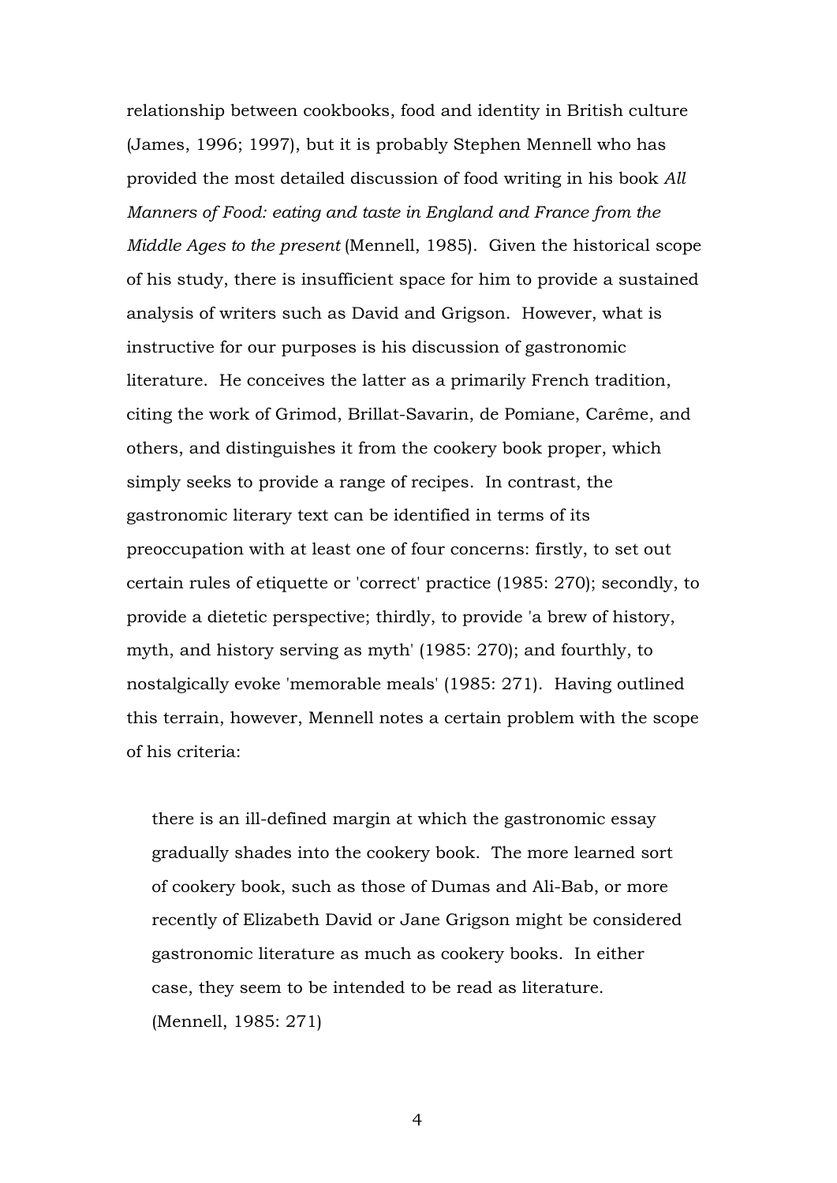relationship between cookbooks, food and identity in British culture (James, 1996; 1997), but it is probably Stephen Mennell who has provided the most detailed discussion of food writing in his book *All Manners of Food: eating and taste in England and France from the Middle Ages to the present* (Mennell, 1985). Given the historical scope of his study, there is insufficient space for him to provide a sustained analysis of writers such as David and Grigson. However, what is instructive for our purposes is his discussion of gastronomic literature. He conceives the latter as a primarily French tradition, citing the work of Grimod, Brillat-Savarin, de Pomiane, Carême, and others, and distinguishes it from the cookery book proper, which simply seeks to provide a range of recipes. In contrast, the gastronomic literary text can be identified in terms of its preoccupation with at least one of four concerns: firstly, to set out certain rules of etiquette or 'correct' practice (1985: 270); secondly, to provide a dietetic perspective; thirdly, to provide 'a brew of history, myth, and history serving as myth' (1985: 270); and fourthly, to nostalgically evoke 'memorable meals' (1985: 271). Having outlined this terrain, however, Mennell notes a certain problem with the scope of his criteria:

> there is an ill-defined margin at which the gastronomic essay gradually shades into the cookery book. The more learned sort of cookery book, such as those of Dumas and Ali-Bab, or more recently of Elizabeth David or Jane Grigson might be considered gastronomic literature as much as cookery books. In either case, they seem to be intended to be read as literature. (Mennell, 1985: 271)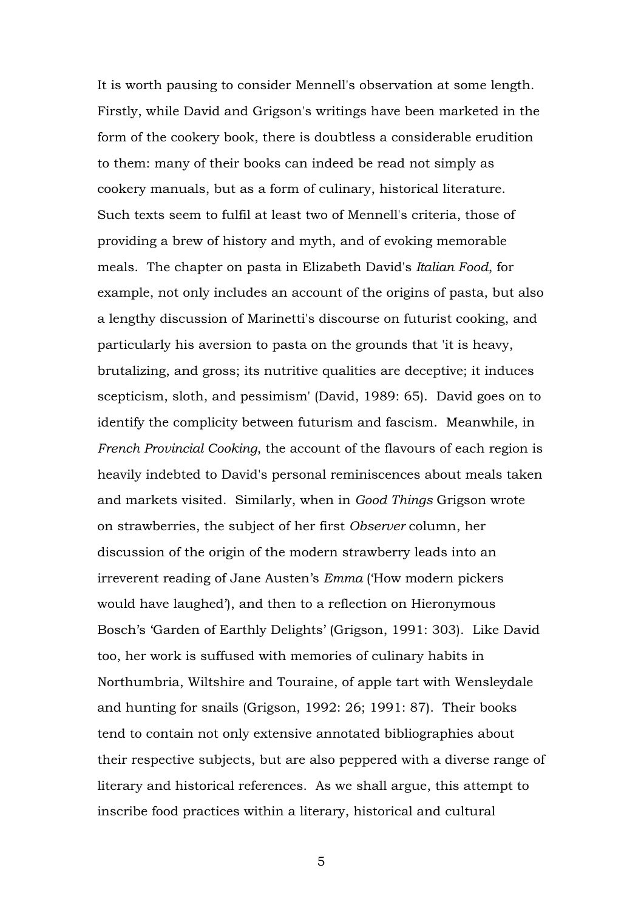It is worth pausing to consider Mennell's observation at some length. Firstly, while David and Grigson's writings have been marketed in the form of the cookery book, there is doubtless a considerable erudition to them: many of their books can indeed be read not simply as cookery manuals, but as a form of culinary, historical literature. Such texts seem to fulfil at least two of Mennell's criteria, those of providing a brew of history and myth, and of evoking memorable meals. The chapter on pasta in Elizabeth David's *Italian Food*, for example, not only includes an account of the origins of pasta, but also a lengthy discussion of Marinetti's discourse on futurist cooking, and particularly his aversion to pasta on the grounds that 'it is heavy, brutalizing, and gross; its nutritive qualities are deceptive; it induces scepticism, sloth, and pessimism' (David, 1989: 65). David goes on to identify the complicity between futurism and fascism. Meanwhile, in *French Provincial Cooking*, the account of the flavours of each region is heavily indebted to David's personal reminiscences about meals taken and markets visited. Similarly, when in *Good Things* Grigson wrote on strawberries, the subject of her first *Observer* column, her discussion of the origin of the modern strawberry leads into an irreverent reading of Jane Austen's *Emma* ('How modern pickers would have laughed'), and then to a reflection on Hieronymous Bosch's 'Garden of Earthly Delights' (Grigson, 1991: 303). Like David too, her work is suffused with memories of culinary habits in Northumbria, Wiltshire and Touraine, of apple tart with Wensleydale and hunting for snails (Grigson, 1992: 26; 1991: 87). Their books tend to contain not only extensive annotated bibliographies about their respective subjects, but are also peppered with a diverse range of literary and historical references. As we shall argue, this attempt to inscribe food practices within a literary, historical and cultural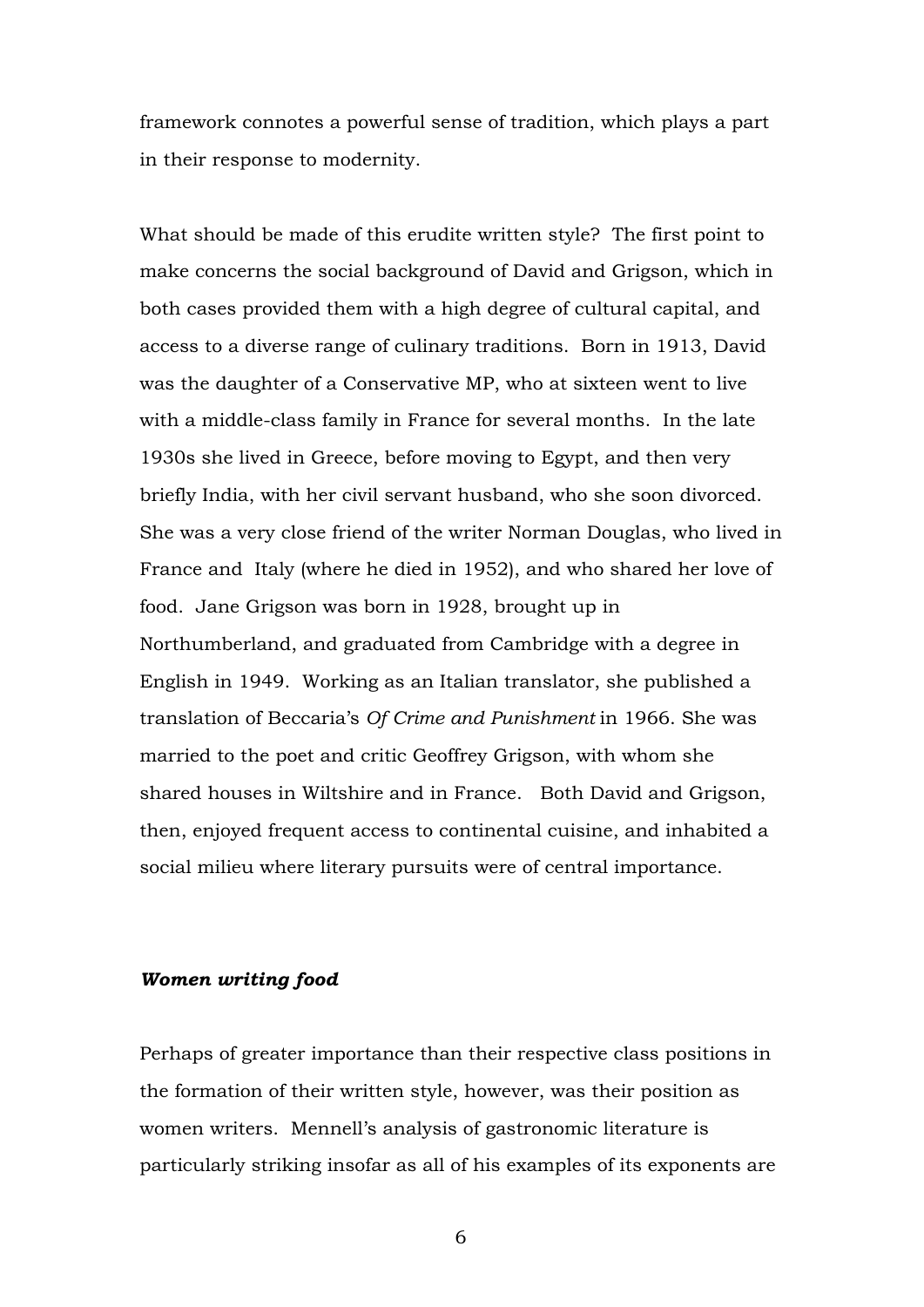framework connotes a powerful sense of tradition, which plays a part in their response to modernity.

What should be made of this erudite written style? The first point to make concerns the social background of David and Grigson, which in both cases provided them with a high degree of cultural capital, and access to a diverse range of culinary traditions. Born in 1913, David was the daughter of a Conservative MP, who at sixteen went to live with a middle-class family in France for several months. In the late 1930s she lived in Greece, before moving to Egypt, and then very briefly India, with her civil servant husband, who she soon divorced. She was a very close friend of the writer Norman Douglas, who lived in France and Italy (where he died in 1952), and who shared her love of food. Jane Grigson was born in 1928, brought up in Northumberland, and graduated from Cambridge with a degree in English in 1949. Working as an Italian translator, she published a translation of Beccaria's *Of Crime and Punishment* in 1966. She was married to the poet and critic Geoffrey Grigson, with whom she shared houses in Wiltshire and in France. Both David and Grigson, then, enjoyed frequent access to continental cuisine, and inhabited a social milieu where literary pursuits were of central importance.

### ***Women writing food***

Perhaps of greater importance than their respective class positions in the formation of their written style, however, was their position as women writers. Mennell's analysis of gastronomic literature is particularly striking insofar as all of his examples of its exponents are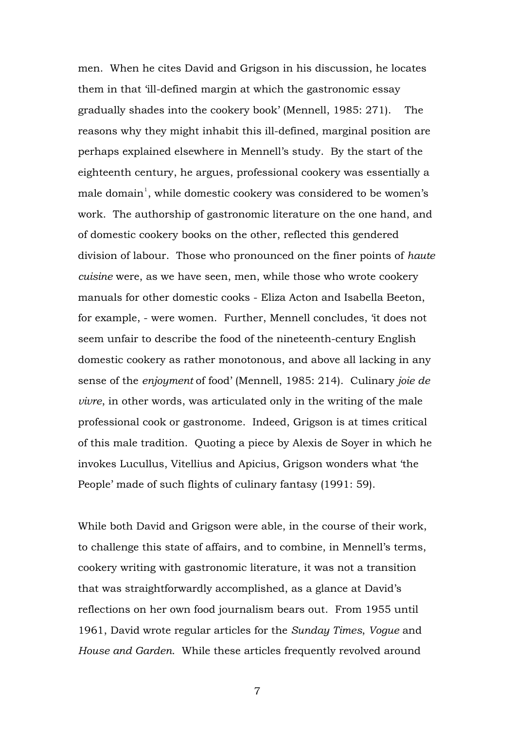men. When he cites David and Grigson in his discussion, he locates them in that 'ill-defined margin at which the gastronomic essay gradually shades into the cookery book' (Mennell, 1985: 271). The reasons why they might inhabit this ill-defined, marginal position are perhaps explained elsewhere in Mennell's study. By the start of the eighteenth century, he argues, professional cookery was essentially a male domain[1], while domestic cookery was considered to be women's work. The authorship of gastronomic literature on the one hand, and of domestic cookery books on the other, reflected this gendered division of labour. Those who pronounced on the finer points of *haute cuisine* were, as we have seen, men, while those who wrote cookery manuals for other domestic cooks - Eliza Acton and Isabella Beeton, for example, - were women. Further, Mennell concludes, 'it does not seem unfair to describe the food of the nineteenth-century English domestic cookery as rather monotonous, and above all lacking in any sense of the *enjoyment* of food' (Mennell, 1985: 214). Culinary *joie de vivre*, in other words, was articulated only in the writing of the male professional cook or gastronome. Indeed, Grigson is at times critical of this male tradition. Quoting a piece by Alexis de Soyer in which he invokes Lucullus, Vitellius and Apicius, Grigson wonders what 'the People' made of such flights of culinary fantasy (1991: 59).

While both David and Grigson were able, in the course of their work, to challenge this state of affairs, and to combine, in Mennell's terms, cookery writing with gastronomic literature, it was not a transition that was straightforwardly accomplished, as a glance at David's reflections on her own food journalism bears out. From 1955 until 1961, David wrote regular articles for the *Sunday Times*, *Vogue* and *House and Garden*. While these articles frequently revolved around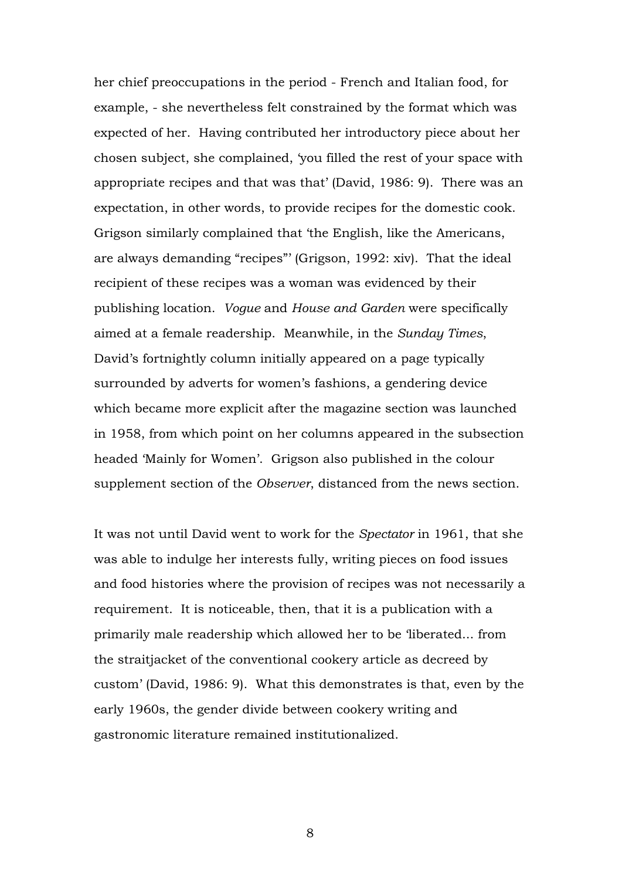her chief preoccupations in the period - French and Italian food, for example, - she nevertheless felt constrained by the format which was expected of her. Having contributed her introductory piece about her chosen subject, she complained, 'you filled the rest of your space with appropriate recipes and that was that' (David, 1986: 9). There was an expectation, in other words, to provide recipes for the domestic cook. Grigson similarly complained that 'the English, like the Americans, are always demanding "recipes"' (Grigson, 1992: xiv). That the ideal recipient of these recipes was a woman was evidenced by their publishing location. *Vogue* and *House and Garden* were specifically aimed at a female readership. Meanwhile, in the *Sunday Times*, David's fortnightly column initially appeared on a page typically surrounded by adverts for women's fashions, a gendering device which became more explicit after the magazine section was launched in 1958, from which point on her columns appeared in the subsection headed 'Mainly for Women'. Grigson also published in the colour supplement section of the *Observer*, distanced from the news section.

It was not until David went to work for the *Spectator* in 1961, that she was able to indulge her interests fully, writing pieces on food issues and food histories where the provision of recipes was not necessarily a requirement. It is noticeable, then, that it is a publication with a primarily male readership which allowed her to be 'liberated... from the straitjacket of the conventional cookery article as decreed by custom' (David, 1986: 9). What this demonstrates is that, even by the early 1960s, the gender divide between cookery writing and gastronomic literature remained institutionalized.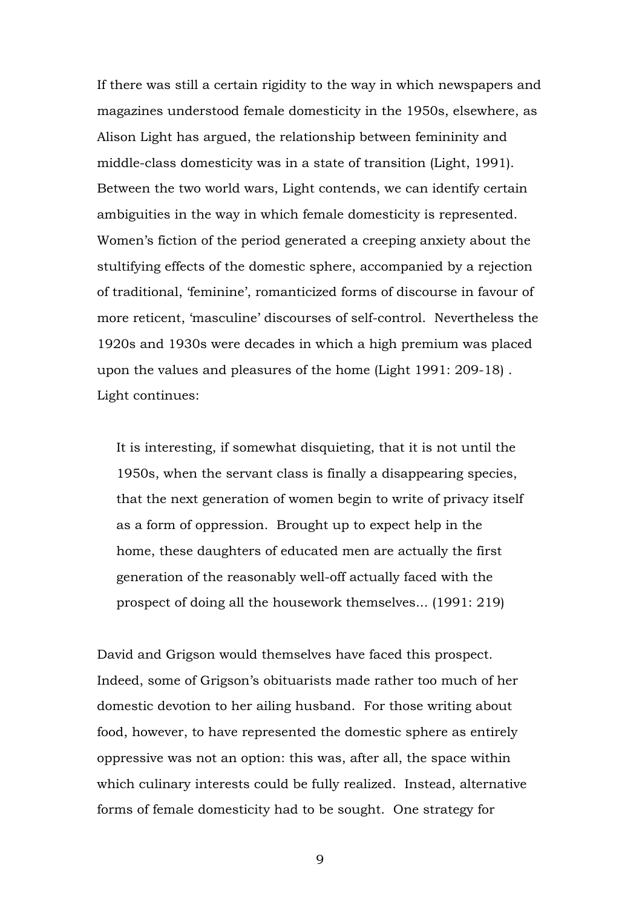If there was still a certain rigidity to the way in which newspapers and magazines understood female domesticity in the 1950s, elsewhere, as Alison Light has argued, the relationship between femininity and middle-class domesticity was in a state of transition (Light, 1991). Between the two world wars, Light contends, we can identify certain ambiguities in the way in which female domesticity is represented. Women's fiction of the period generated a creeping anxiety about the stultifying effects of the domestic sphere, accompanied by a rejection of traditional, 'feminine', romanticized forms of discourse in favour of more reticent, 'masculine' discourses of self-control. Nevertheless the 1920s and 1930s were decades in which a high premium was placed upon the values and pleasures of the home (Light 1991: 209-18) . Light continues:

> It is interesting, if somewhat disquieting, that it is not until the 1950s, when the servant class is finally a disappearing species, that the next generation of women begin to write of privacy itself as a form of oppression. Brought up to expect help in the home, these daughters of educated men are actually the first generation of the reasonably well-off actually faced with the prospect of doing all the housework themselves... (1991: 219)

David and Grigson would themselves have faced this prospect. Indeed, some of Grigson's obituarists made rather too much of her domestic devotion to her ailing husband. For those writing about food, however, to have represented the domestic sphere as entirely oppressive was not an option: this was, after all, the space within which culinary interests could be fully realized. Instead, alternative forms of female domesticity had to be sought. One strategy for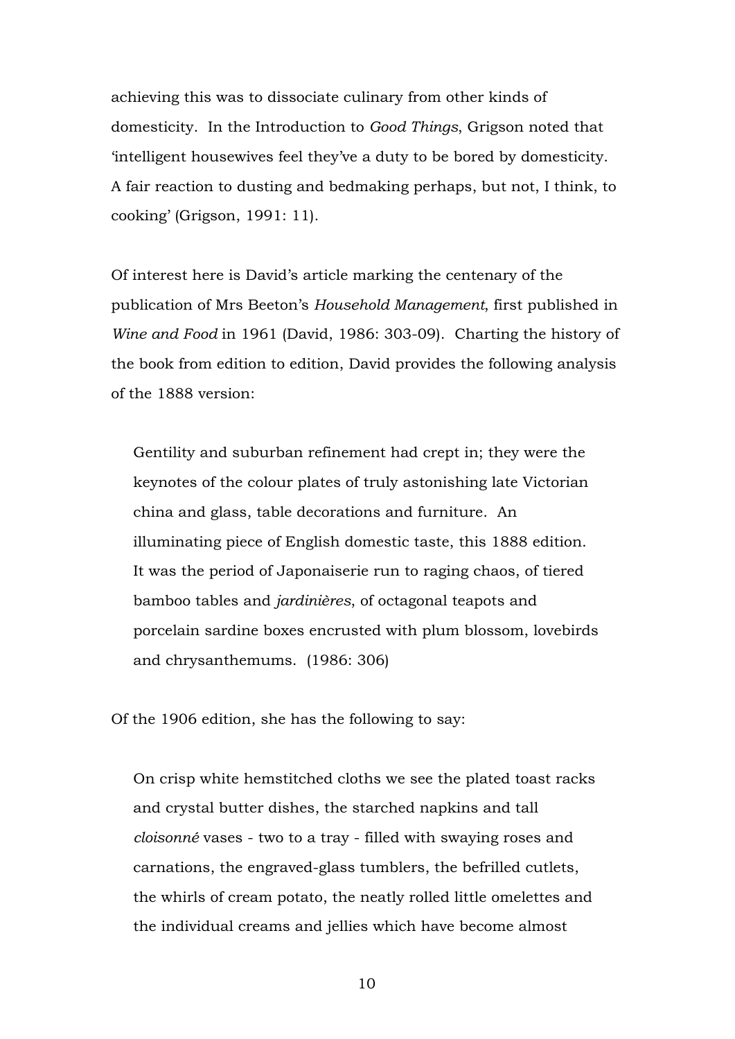achieving this was to dissociate culinary from other kinds of domesticity. In the Introduction to *Good Things*, Grigson noted that 'intelligent housewives feel they've a duty to be bored by domesticity. A fair reaction to dusting and bedmaking perhaps, but not, I think, to cooking' (Grigson, 1991: 11).

Of interest here is David's article marking the centenary of the publication of Mrs Beeton's *Household Management*, first published in *Wine and Food* in 1961 (David, 1986: 303-09). Charting the history of the book from edition to edition, David provides the following analysis of the 1888 version:

> Gentility and suburban refinement had crept in; they were the keynotes of the colour plates of truly astonishing late Victorian china and glass, table decorations and furniture. An illuminating piece of English domestic taste, this 1888 edition. It was the period of Japonaiserie run to raging chaos, of tiered bamboo tables and *jardinières*, of octagonal teapots and porcelain sardine boxes encrusted with plum blossom, lovebirds and chrysanthemums. (1986: 306)

Of the 1906 edition, she has the following to say:

> On crisp white hemstitched cloths we see the plated toast racks and crystal butter dishes, the starched napkins and tall *cloisonné* vases - two to a tray - filled with swaying roses and carnations, the engraved-glass tumblers, the befrilled cutlets, the whirls of cream potato, the neatly rolled little omelettes and the individual creams and jellies which have become almost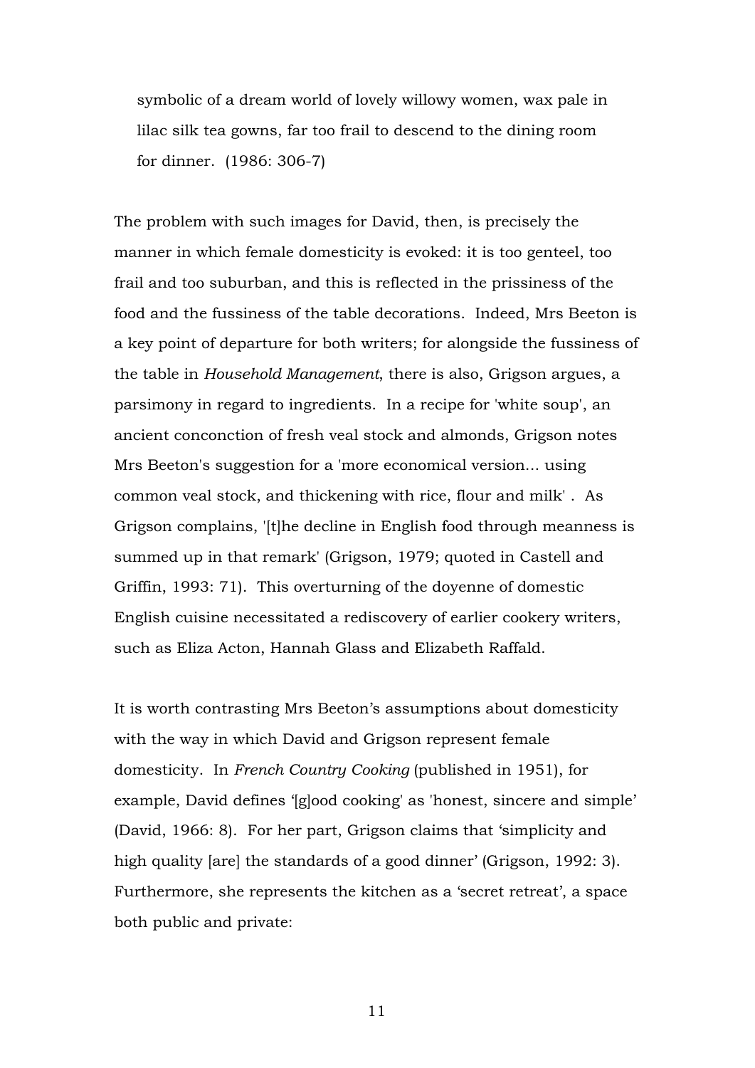> symbolic of a dream world of lovely willowy women, wax pale in lilac silk tea gowns, far too frail to descend to the dining room for dinner. (1986: 306-7)

The problem with such images for David, then, is precisely the manner in which female domesticity is evoked: it is too genteel, too frail and too suburban, and this is reflected in the prissiness of the food and the fussiness of the table decorations. Indeed, Mrs Beeton is a key point of departure for both writers; for alongside the fussiness of the table in *Household Management*, there is also, Grigson argues, a parsimony in regard to ingredients. In a recipe for 'white soup', an ancient conconction of fresh veal stock and almonds, Grigson notes Mrs Beeton's suggestion for a 'more economical version... using common veal stock, and thickening with rice, flour and milk' . As Grigson complains, '[t]he decline in English food through meanness is summed up in that remark' (Grigson, 1979; quoted in Castell and Griffin, 1993: 71). This overturning of the doyenne of domestic English cuisine necessitated a rediscovery of earlier cookery writers, such as Eliza Acton, Hannah Glass and Elizabeth Raffald.

It is worth contrasting Mrs Beeton's assumptions about domesticity with the way in which David and Grigson represent female domesticity. In *French Country Cooking* (published in 1951), for example, David defines '[g]ood cooking' as 'honest, sincere and simple' (David, 1966: 8). For her part, Grigson claims that 'simplicity and high quality [are] the standards of a good dinner' (Grigson, 1992: 3). Furthermore, she represents the kitchen as a 'secret retreat', a space both public and private: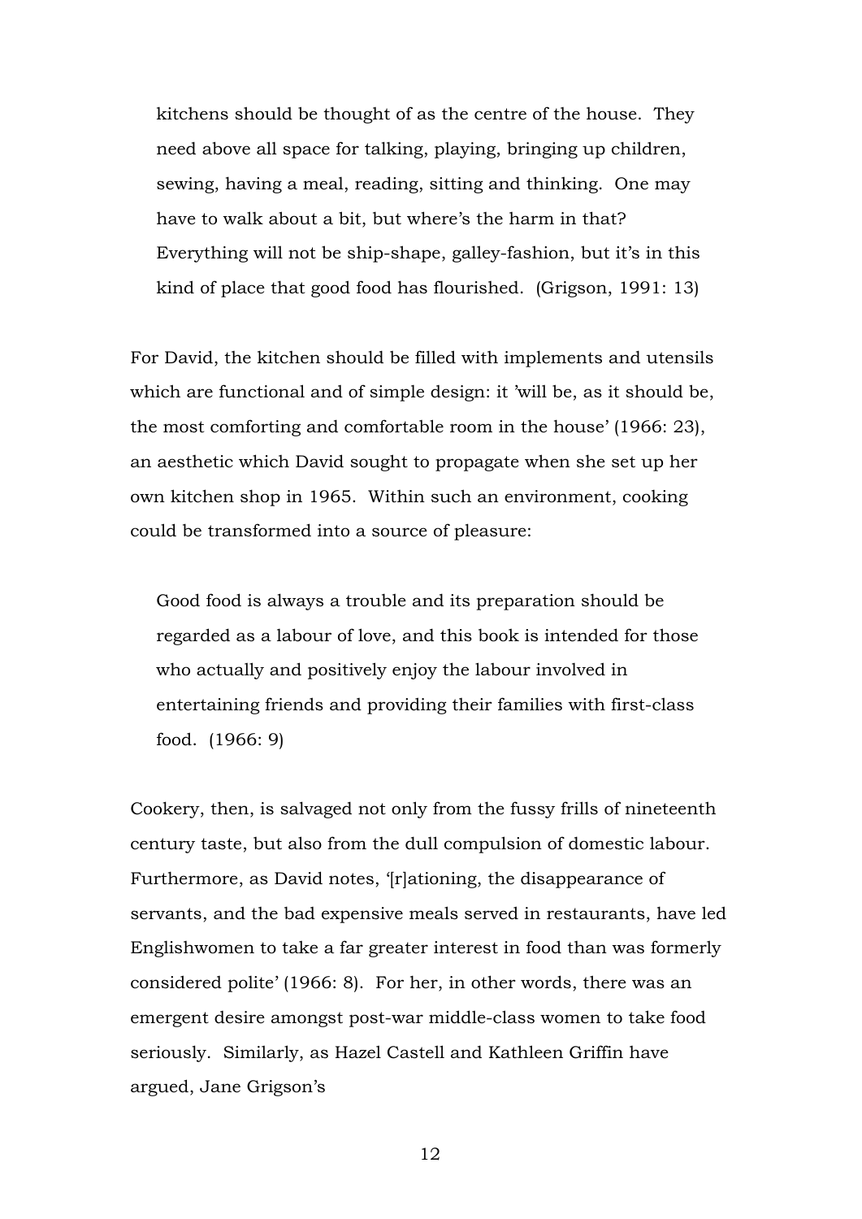> kitchens should be thought of as the centre of the house. They need above all space for talking, playing, bringing up children, sewing, having a meal, reading, sitting and thinking. One may have to walk about a bit, but where's the harm in that? Everything will not be ship-shape, galley-fashion, but it's in this kind of place that good food has flourished. (Grigson, 1991: 13)

For David, the kitchen should be filled with implements and utensils which are functional and of simple design: it 'will be, as it should be, the most comforting and comfortable room in the house' (1966: 23), an aesthetic which David sought to propagate when she set up her own kitchen shop in 1965. Within such an environment, cooking could be transformed into a source of pleasure:

> Good food is always a trouble and its preparation should be regarded as a labour of love, and this book is intended for those who actually and positively enjoy the labour involved in entertaining friends and providing their families with first-class food. (1966: 9)

Cookery, then, is salvaged not only from the fussy frills of nineteenth century taste, but also from the dull compulsion of domestic labour. Furthermore, as David notes, '[r]ationing, the disappearance of servants, and the bad expensive meals served in restaurants, have led Englishwomen to take a far greater interest in food than was formerly considered polite' (1966: 8). For her, in other words, there was an emergent desire amongst post-war middle-class women to take food seriously. Similarly, as Hazel Castell and Kathleen Griffin have argued, Jane Grigson's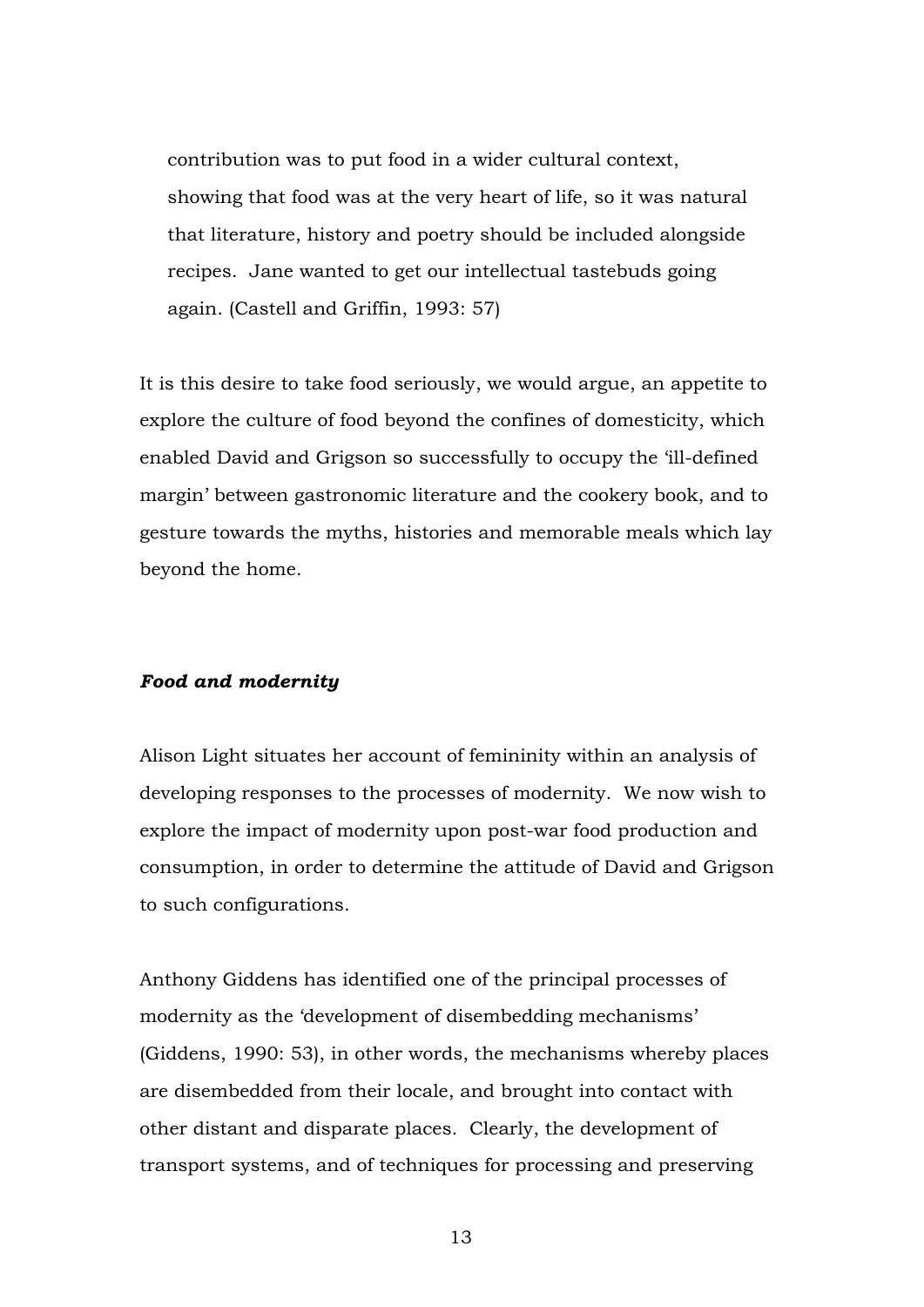> contribution was to put food in a wider cultural context, showing that food was at the very heart of life, so it was natural that literature, history and poetry should be included alongside recipes. Jane wanted to get our intellectual tastebuds going again. (Castell and Griffin, 1993: 57)

It is this desire to take food seriously, we would argue, an appetite to explore the culture of food beyond the confines of domesticity, which enabled David and Grigson so successfully to occupy the 'ill-defined margin' between gastronomic literature and the cookery book, and to gesture towards the myths, histories and memorable meals which lay beyond the home.

### *Food and modernity*

Alison Light situates her account of femininity within an analysis of developing responses to the processes of modernity. We now wish to explore the impact of modernity upon post-war food production and consumption, in order to determine the attitude of David and Grigson to such configurations.

Anthony Giddens has identified one of the principal processes of modernity as the 'development of disembedding mechanisms' (Giddens, 1990: 53), in other words, the mechanisms whereby places are disembedded from their locale, and brought into contact with other distant and disparate places. Clearly, the development of transport systems, and of techniques for processing and preserving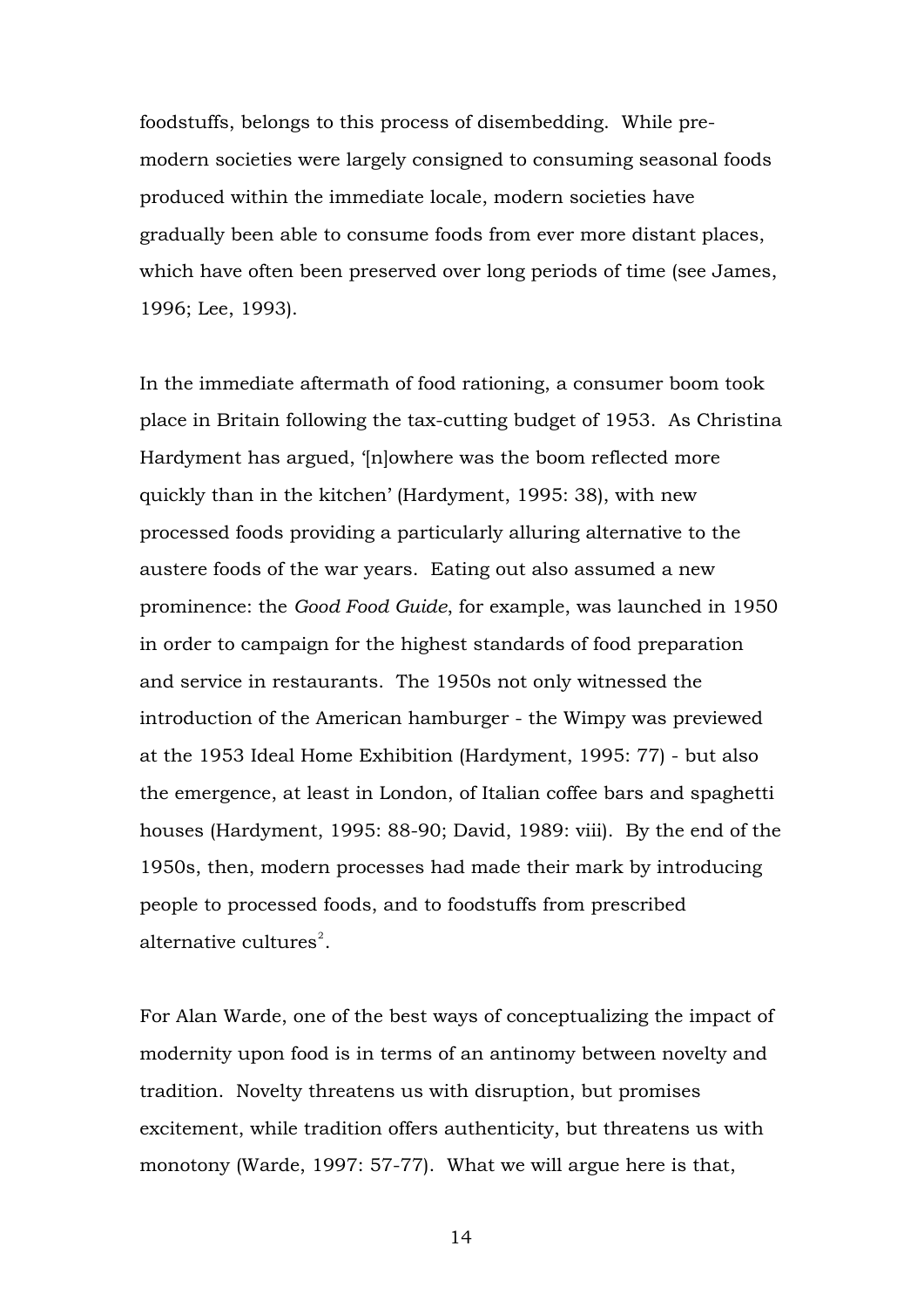foodstuffs, belongs to this process of disembedding. While pre-modern societies were largely consigned to consuming seasonal foods produced within the immediate locale, modern societies have gradually been able to consume foods from ever more distant places, which have often been preserved over long periods of time (see James, 1996; Lee, 1993).

In the immediate aftermath of food rationing, a consumer boom took place in Britain following the tax-cutting budget of 1953. As Christina Hardyment has argued, '[n]owhere was the boom reflected more quickly than in the kitchen' (Hardyment, 1995: 38), with new processed foods providing a particularly alluring alternative to the austere foods of the war years. Eating out also assumed a new prominence: the *Good Food Guide*, for example, was launched in 1950 in order to campaign for the highest standards of food preparation and service in restaurants. The 1950s not only witnessed the introduction of the American hamburger - the Wimpy was previewed at the 1953 Ideal Home Exhibition (Hardyment, 1995: 77) - but also the emergence, at least in London, of Italian coffee bars and spaghetti houses (Hardyment, 1995: 88-90; David, 1989: viii). By the end of the 1950s, then, modern processes had made their mark by introducing people to processed foods, and to foodstuffs from prescribed alternative cultures[2].

For Alan Warde, one of the best ways of conceptualizing the impact of modernity upon food is in terms of an antinomy between novelty and tradition. Novelty threatens us with disruption, but promises excitement, while tradition offers authenticity, but threatens us with monotony (Warde, 1997: 57-77). What we will argue here is that,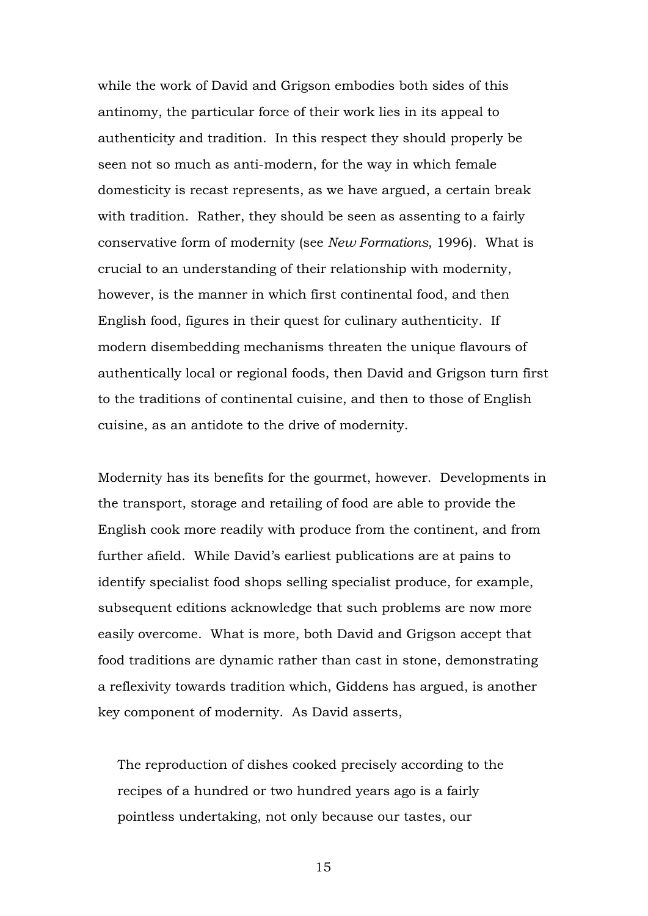while the work of David and Grigson embodies both sides of this antinomy, the particular force of their work lies in its appeal to authenticity and tradition. In this respect they should properly be seen not so much as anti-modern, for the way in which female domesticity is recast represents, as we have argued, a certain break with tradition. Rather, they should be seen as assenting to a fairly conservative form of modernity (see *New Formations*, 1996). What is crucial to an understanding of their relationship with modernity, however, is the manner in which first continental food, and then English food, figures in their quest for culinary authenticity. If modern disembedding mechanisms threaten the unique flavours of authentically local or regional foods, then David and Grigson turn first to the traditions of continental cuisine, and then to those of English cuisine, as an antidote to the drive of modernity.

Modernity has its benefits for the gourmet, however. Developments in the transport, storage and retailing of food are able to provide the English cook more readily with produce from the continent, and from further afield. While David's earliest publications are at pains to identify specialist food shops selling specialist produce, for example, subsequent editions acknowledge that such problems are now more easily overcome. What is more, both David and Grigson accept that food traditions are dynamic rather than cast in stone, demonstrating a reflexivity towards tradition which, Giddens has argued, is another key component of modernity. As David asserts,

> The reproduction of dishes cooked precisely according to the recipes of a hundred or two hundred years ago is a fairly pointless undertaking, not only because our tastes, our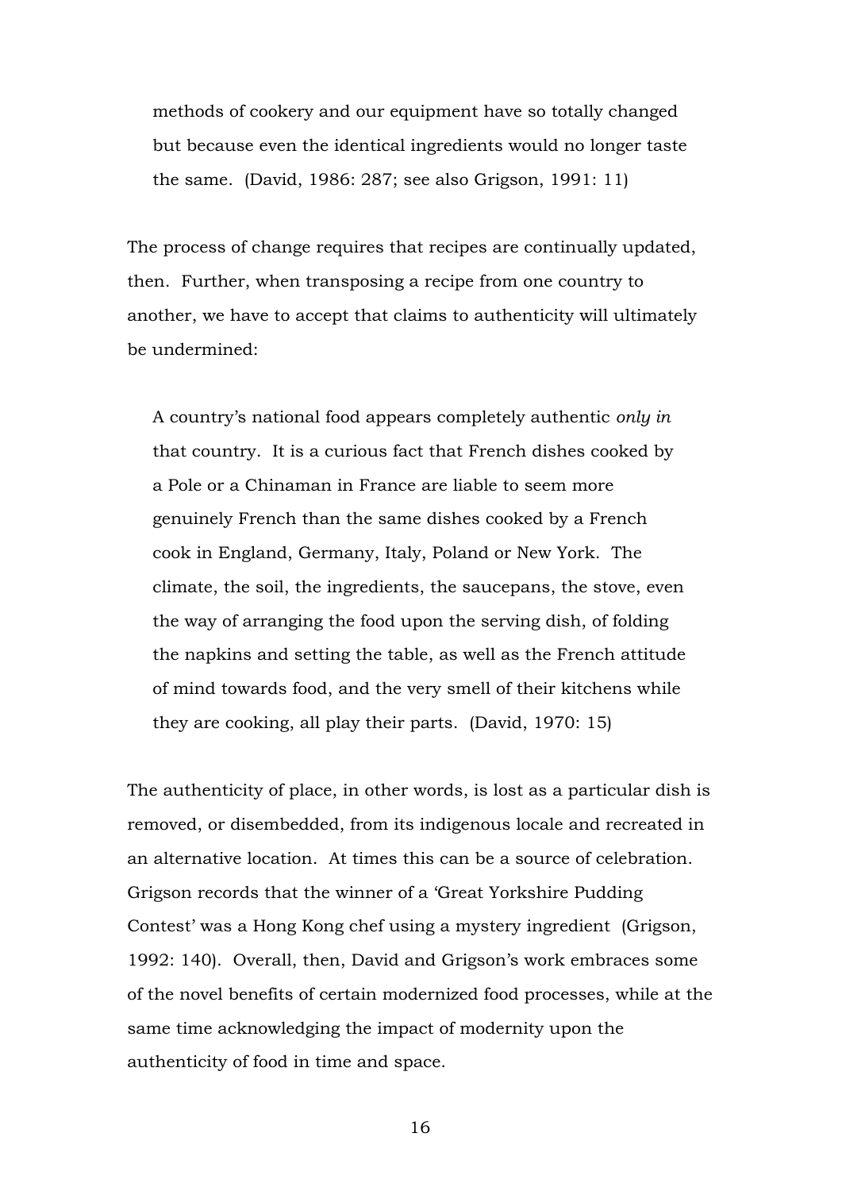> methods of cookery and our equipment have so totally changed but because even the identical ingredients would no longer taste the same. (David, 1986: 287; see also Grigson, 1991: 11)

The process of change requires that recipes are continually updated, then. Further, when transposing a recipe from one country to another, we have to accept that claims to authenticity will ultimately be undermined:

> A country's national food appears completely authentic *only in* that country. It is a curious fact that French dishes cooked by a Pole or a Chinaman in France are liable to seem more genuinely French than the same dishes cooked by a French cook in England, Germany, Italy, Poland or New York. The climate, the soil, the ingredients, the saucepans, the stove, even the way of arranging the food upon the serving dish, of folding the napkins and setting the table, as well as the French attitude of mind towards food, and the very smell of their kitchens while they are cooking, all play their parts. (David, 1970: 15)

The authenticity of place, in other words, is lost as a particular dish is removed, or disembedded, from its indigenous locale and recreated in an alternative location. At times this can be a source of celebration. Grigson records that the winner of a 'Great Yorkshire Pudding Contest' was a Hong Kong chef using a mystery ingredient (Grigson, 1992: 140). Overall, then, David and Grigson's work embraces some of the novel benefits of certain modernized food processes, while at the same time acknowledging the impact of modernity upon the authenticity of food in time and space.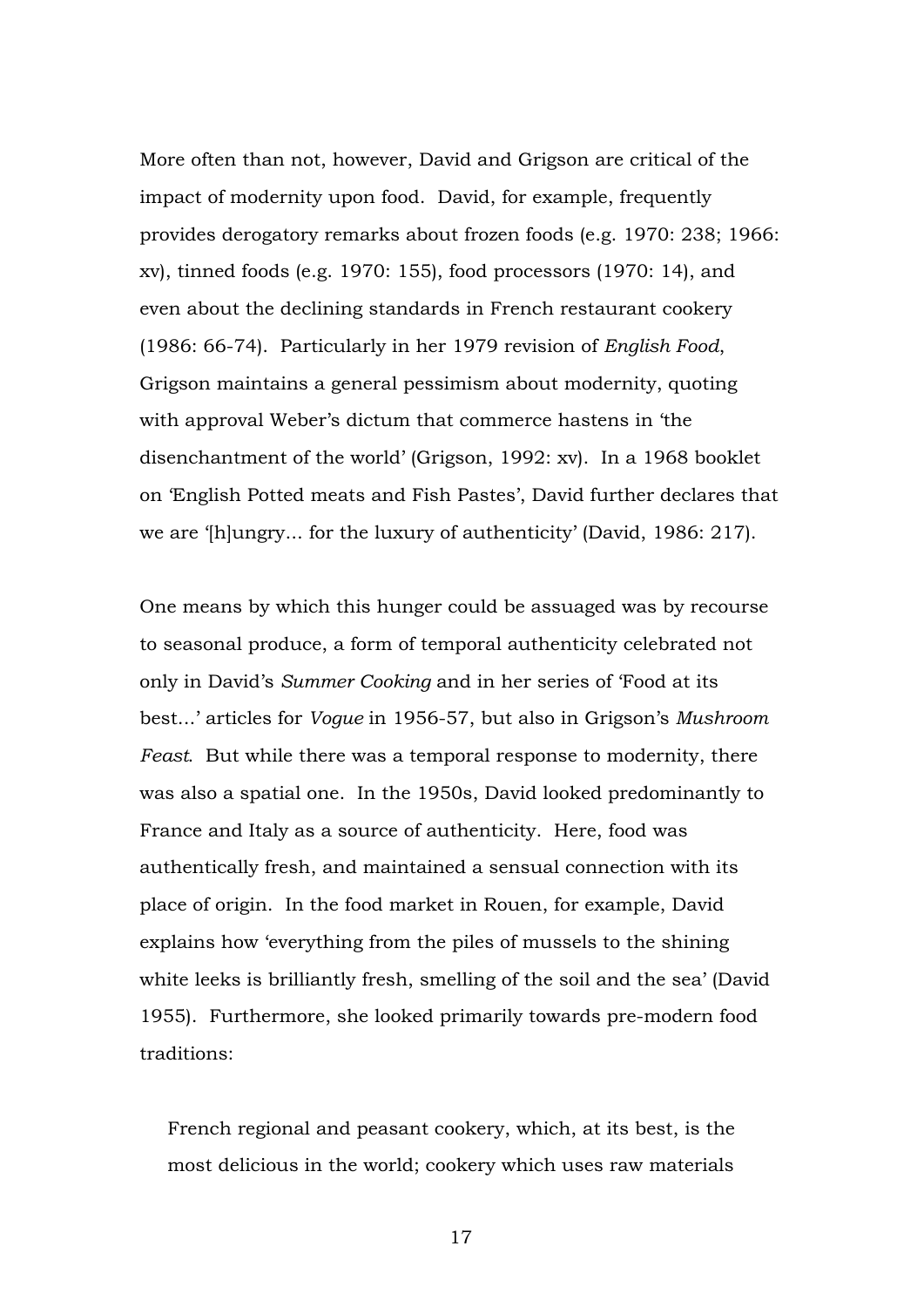More often than not, however, David and Grigson are critical of the impact of modernity upon food. David, for example, frequently provides derogatory remarks about frozen foods (e.g. 1970: 238; 1966: xv), tinned foods (e.g. 1970: 155), food processors (1970: 14), and even about the declining standards in French restaurant cookery (1986: 66-74). Particularly in her 1979 revision of *English Food*, Grigson maintains a general pessimism about modernity, quoting with approval Weber's dictum that commerce hastens in 'the disenchantment of the world' (Grigson, 1992: xv). In a 1968 booklet on 'English Potted meats and Fish Pastes', David further declares that we are '[h]ungry... for the luxury of authenticity' (David, 1986: 217).

One means by which this hunger could be assuaged was by recourse to seasonal produce, a form of temporal authenticity celebrated not only in David's *Summer Cooking* and in her series of 'Food at its best...' articles for *Vogue* in 1956-57, but also in Grigson's *Mushroom Feast*. But while there was a temporal response to modernity, there was also a spatial one. In the 1950s, David looked predominantly to France and Italy as a source of authenticity. Here, food was authentically fresh, and maintained a sensual connection with its place of origin. In the food market in Rouen, for example, David explains how 'everything from the piles of mussels to the shining white leeks is brilliantly fresh, smelling of the soil and the sea' (David 1955). Furthermore, she looked primarily towards pre-modern food traditions:

> French regional and peasant cookery, which, at its best, is the most delicious in the world; cookery which uses raw materials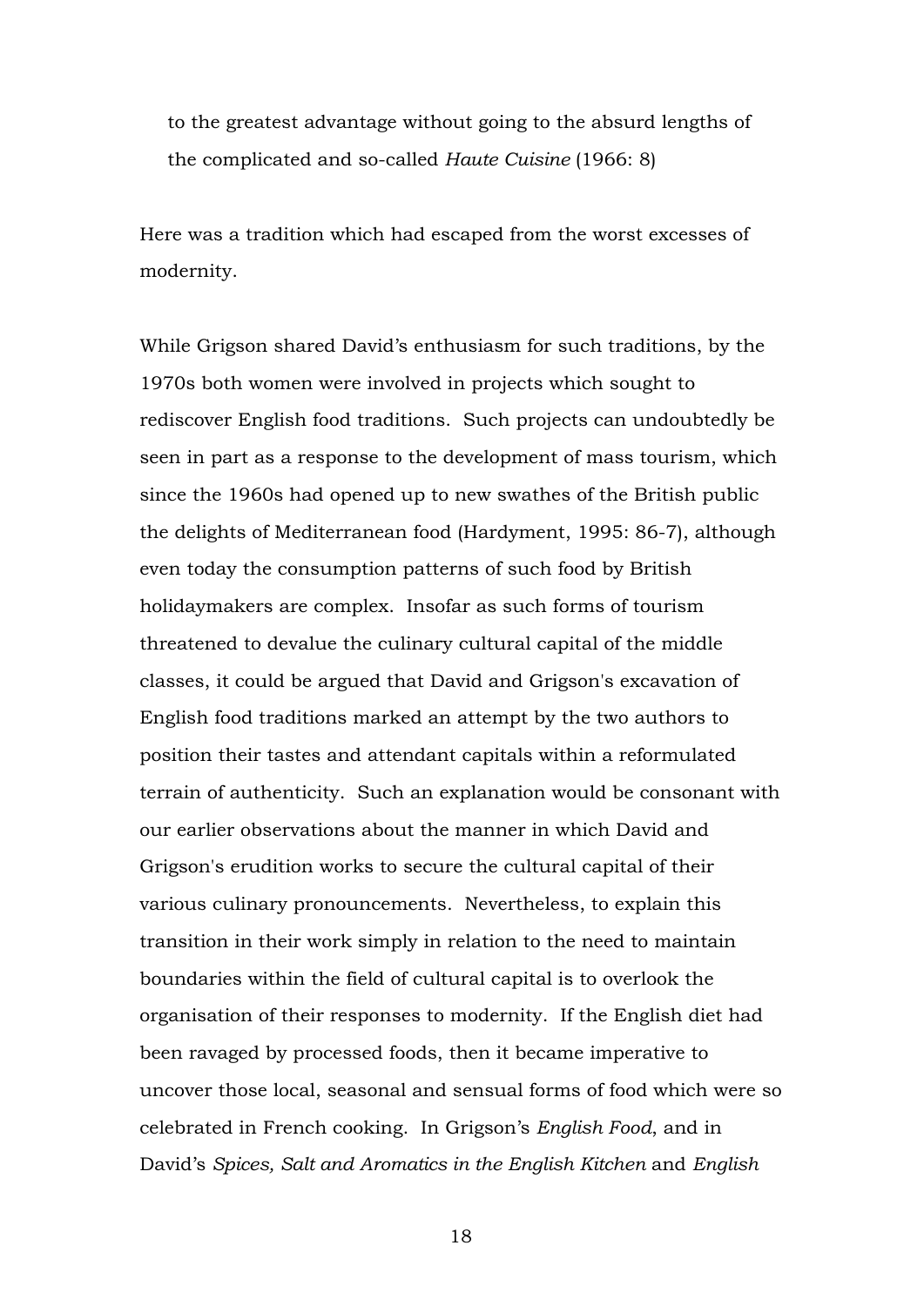to the greatest advantage without going to the absurd lengths of the complicated and so-called *Haute Cuisine* (1966: 8)

Here was a tradition which had escaped from the worst excesses of modernity.

While Grigson shared David's enthusiasm for such traditions, by the 1970s both women were involved in projects which sought to rediscover English food traditions. Such projects can undoubtedly be seen in part as a response to the development of mass tourism, which since the 1960s had opened up to new swathes of the British public the delights of Mediterranean food (Hardyment, 1995: 86-7), although even today the consumption patterns of such food by British holidaymakers are complex. Insofar as such forms of tourism threatened to devalue the culinary cultural capital of the middle classes, it could be argued that David and Grigson's excavation of English food traditions marked an attempt by the two authors to position their tastes and attendant capitals within a reformulated terrain of authenticity. Such an explanation would be consonant with our earlier observations about the manner in which David and Grigson's erudition works to secure the cultural capital of their various culinary pronouncements. Nevertheless, to explain this transition in their work simply in relation to the need to maintain boundaries within the field of cultural capital is to overlook the organisation of their responses to modernity. If the English diet had been ravaged by processed foods, then it became imperative to uncover those local, seasonal and sensual forms of food which were so celebrated in French cooking. In Grigson's *English Food*, and in David's *Spices, Salt and Aromatics in the English Kitchen* and *English*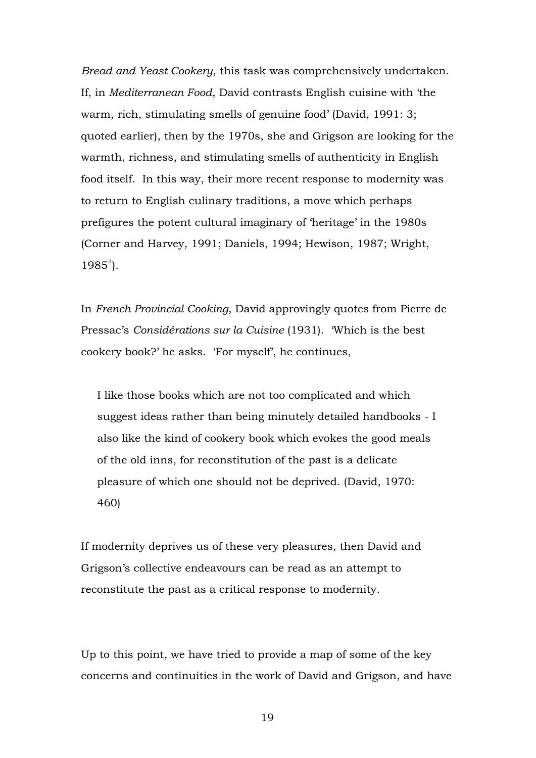*Bread and Yeast Cookery*, this task was comprehensively undertaken. If, in *Mediterranean Food*, David contrasts English cuisine with 'the warm, rich, stimulating smells of genuine food' (David, 1991: 3; quoted earlier), then by the 1970s, she and Grigson are looking for the warmth, richness, and stimulating smells of authenticity in English food itself. In this way, their more recent response to modernity was to return to English culinary traditions, a move which perhaps prefigures the potent cultural imaginary of 'heritage' in the 1980s (Corner and Harvey, 1991; Daniels, 1994; Hewison, 1987; Wright, 1985[3]).

In *French Provincial Cooking*, David approvingly quotes from Pierre de Pressac's *Considérations sur la Cuisine* (1931). 'Which is the best cookery book?' he asks. 'For myself', he continues,

> I like those books which are not too complicated and which suggest ideas rather than being minutely detailed handbooks - I also like the kind of cookery book which evokes the good meals of the old inns, for reconstitution of the past is a delicate pleasure of which one should not be deprived. (David, 1970: 460)

If modernity deprives us of these very pleasures, then David and Grigson's collective endeavours can be read as an attempt to reconstitute the past as a critical response to modernity.

Up to this point, we have tried to provide a map of some of the key concerns and continuities in the work of David and Grigson, and have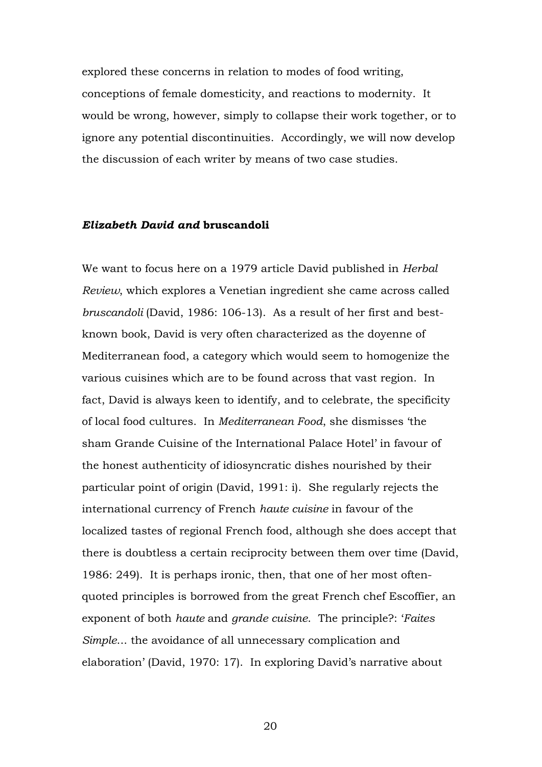explored these concerns in relation to modes of food writing, conceptions of female domesticity, and reactions to modernity. It would be wrong, however, simply to collapse their work together, or to ignore any potential discontinuities. Accordingly, we will now develop the discussion of each writer by means of two case studies.

### *Elizabeth David and* **bruscandoli**

We want to focus here on a 1979 article David published in *Herbal Review*, which explores a Venetian ingredient she came across called *bruscandoli* (David, 1986: 106-13). As a result of her first and best-known book, David is very often characterized as the doyenne of Mediterranean food, a category which would seem to homogenize the various cuisines which are to be found across that vast region. In fact, David is always keen to identify, and to celebrate, the specificity of local food cultures. In *Mediterranean Food*, she dismisses 'the sham Grande Cuisine of the International Palace Hotel' in favour of the honest authenticity of idiosyncratic dishes nourished by their particular point of origin (David, 1991: i). She regularly rejects the international currency of French *haute cuisine* in favour of the localized tastes of regional French food, although she does accept that there is doubtless a certain reciprocity between them over time (David, 1986: 249). It is perhaps ironic, then, that one of her most often-quoted principles is borrowed from the great French chef Escoffier, an exponent of both *haute* and *grande cuisine*. The principle?: '*Faites Simple*... the avoidance of all unnecessary complication and elaboration' (David, 1970: 17). In exploring David's narrative about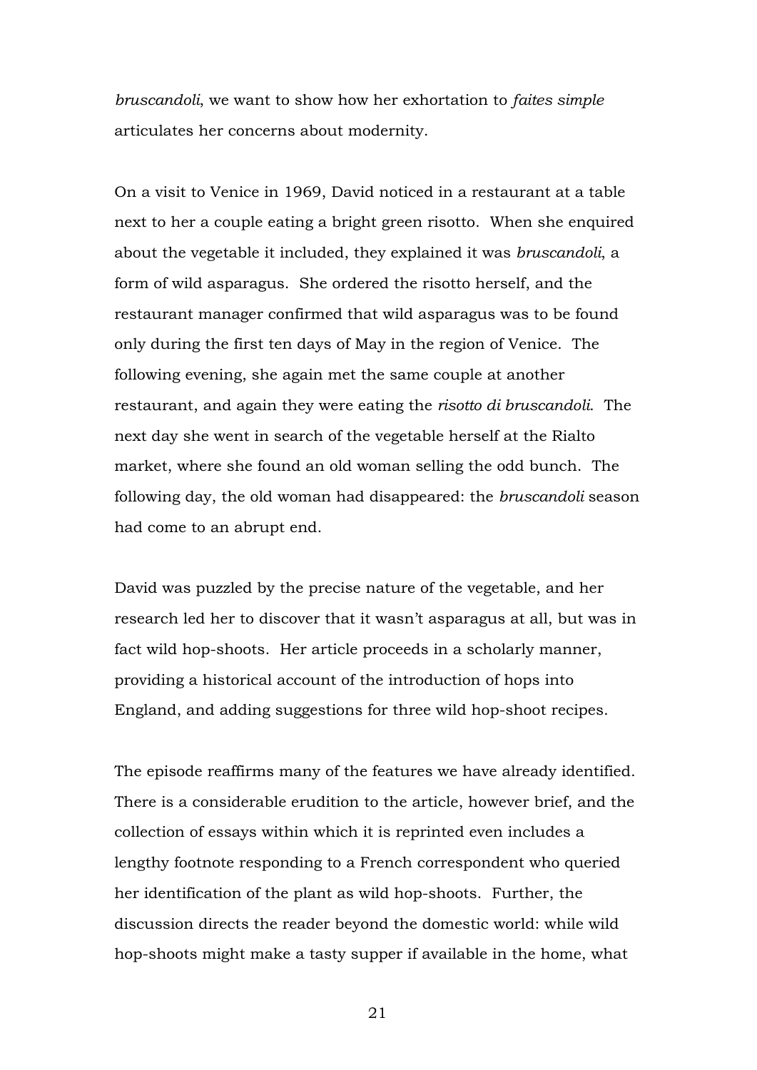*bruscandoli*, we want to show how her exhortation to *faites simple* articulates her concerns about modernity.

On a visit to Venice in 1969, David noticed in a restaurant at a table next to her a couple eating a bright green risotto. When she enquired about the vegetable it included, they explained it was *bruscandoli*, a form of wild asparagus. She ordered the risotto herself, and the restaurant manager confirmed that wild asparagus was to be found only during the first ten days of May in the region of Venice. The following evening, she again met the same couple at another restaurant, and again they were eating the *risotto di bruscandoli*. The next day she went in search of the vegetable herself at the Rialto market, where she found an old woman selling the odd bunch. The following day, the old woman had disappeared: the *bruscandoli* season had come to an abrupt end.

David was puzzled by the precise nature of the vegetable, and her research led her to discover that it wasn't asparagus at all, but was in fact wild hop-shoots. Her article proceeds in a scholarly manner, providing a historical account of the introduction of hops into England, and adding suggestions for three wild hop-shoot recipes.

The episode reaffirms many of the features we have already identified. There is a considerable erudition to the article, however brief, and the collection of essays within which it is reprinted even includes a lengthy footnote responding to a French correspondent who queried her identification of the plant as wild hop-shoots. Further, the discussion directs the reader beyond the domestic world: while wild hop-shoots might make a tasty supper if available in the home, what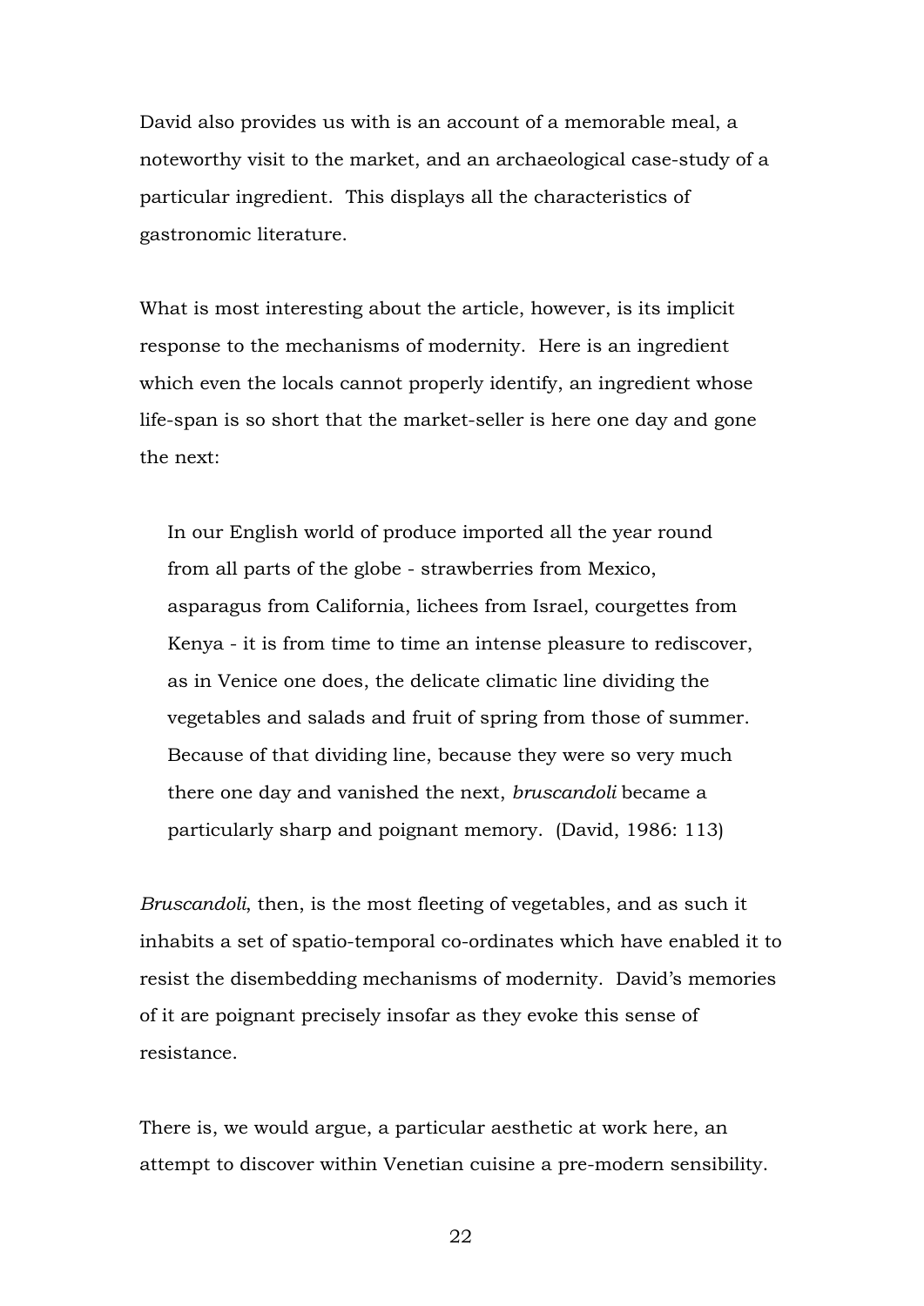David also provides us with is an account of a memorable meal, a noteworthy visit to the market, and an archaeological case-study of a particular ingredient. This displays all the characteristics of gastronomic literature.

What is most interesting about the article, however, is its implicit response to the mechanisms of modernity. Here is an ingredient which even the locals cannot properly identify, an ingredient whose life-span is so short that the market-seller is here one day and gone the next:

> In our English world of produce imported all the year round from all parts of the globe - strawberries from Mexico, asparagus from California, lichees from Israel, courgettes from Kenya - it is from time to time an intense pleasure to rediscover, as in Venice one does, the delicate climatic line dividing the vegetables and salads and fruit of spring from those of summer. Because of that dividing line, because they were so very much there one day and vanished the next, *bruscandoli* became a particularly sharp and poignant memory. (David, 1986: 113)

*Bruscandoli*, then, is the most fleeting of vegetables, and as such it inhabits a set of spatio-temporal co-ordinates which have enabled it to resist the disembedding mechanisms of modernity. David's memories of it are poignant precisely insofar as they evoke this sense of resistance.

There is, we would argue, a particular aesthetic at work here, an attempt to discover within Venetian cuisine a pre-modern sensibility.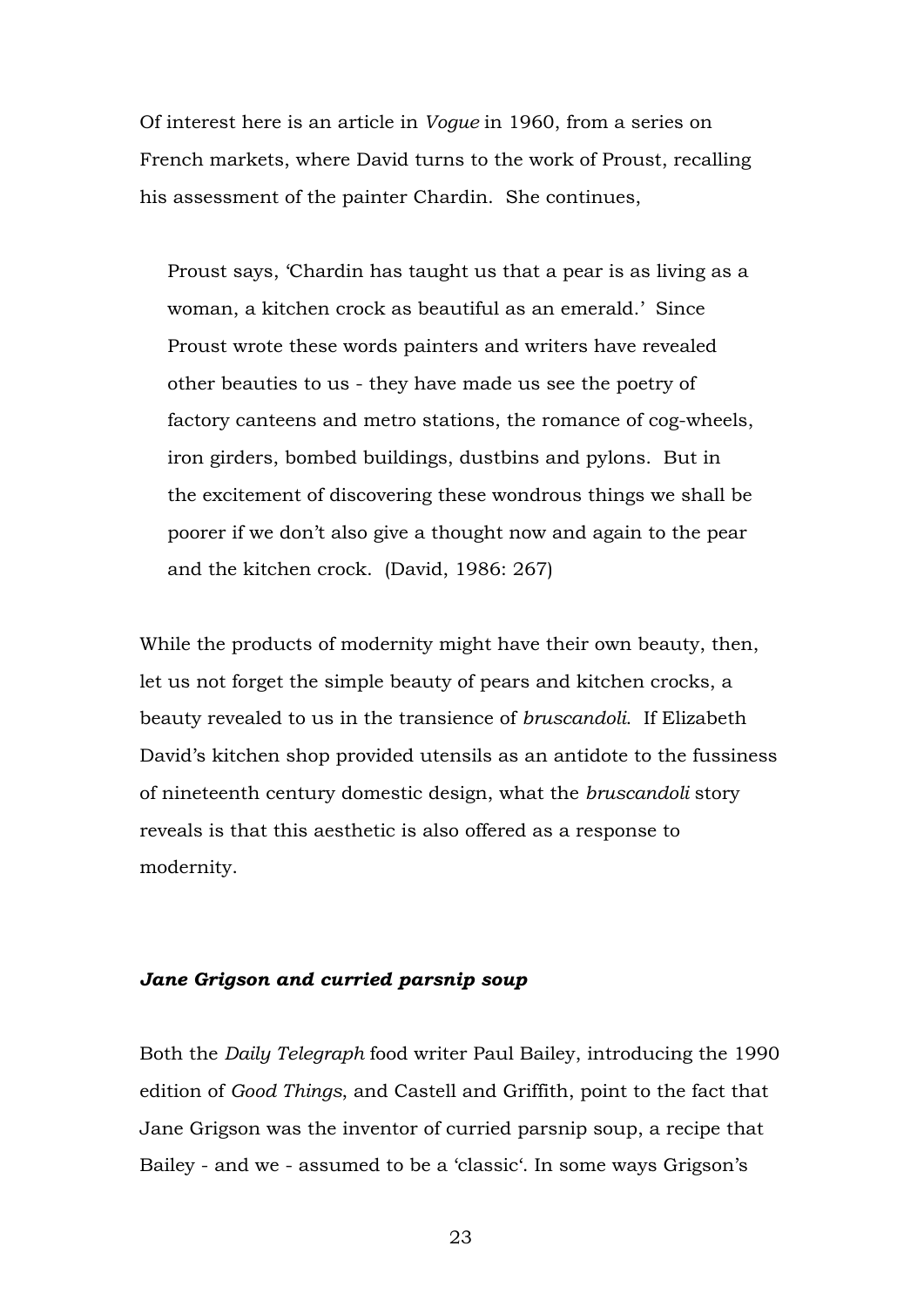Of interest here is an article in *Vogue* in 1960, from a series on French markets, where David turns to the work of Proust, recalling his assessment of the painter Chardin. She continues,

> Proust says, 'Chardin has taught us that a pear is as living as a woman, a kitchen crock as beautiful as an emerald.' Since Proust wrote these words painters and writers have revealed other beauties to us - they have made us see the poetry of factory canteens and metro stations, the romance of cog-wheels, iron girders, bombed buildings, dustbins and pylons. But in the excitement of discovering these wondrous things we shall be poorer if we don't also give a thought now and again to the pear and the kitchen crock. (David, 1986: 267)

While the products of modernity might have their own beauty, then, let us not forget the simple beauty of pears and kitchen crocks, a beauty revealed to us in the transience of *bruscandoli*. If Elizabeth David's kitchen shop provided utensils as an antidote to the fussiness of nineteenth century domestic design, what the *bruscandoli* story reveals is that this aesthetic is also offered as a response to modernity.

### *Jane Grigson and curried parsnip soup*

Both the *Daily Telegraph* food writer Paul Bailey, introducing the 1990 edition of *Good Things*, and Castell and Griffith, point to the fact that Jane Grigson was the inventor of curried parsnip soup, a recipe that Bailey - and we - assumed to be a 'classic'. In some ways Grigson's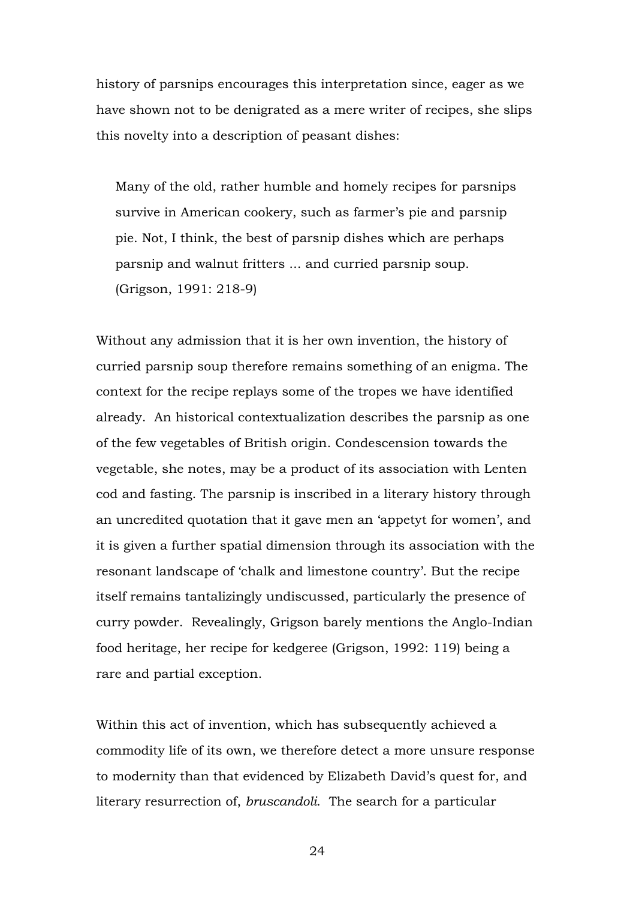history of parsnips encourages this interpretation since, eager as we have shown not to be denigrated as a mere writer of recipes, she slips this novelty into a description of peasant dishes:

> Many of the old, rather humble and homely recipes for parsnips survive in American cookery, such as farmer's pie and parsnip pie. Not, I think, the best of parsnip dishes which are perhaps parsnip and walnut fritters ... and curried parsnip soup. (Grigson, 1991: 218-9)

Without any admission that it is her own invention, the history of curried parsnip soup therefore remains something of an enigma. The context for the recipe replays some of the tropes we have identified already. An historical contextualization describes the parsnip as one of the few vegetables of British origin. Condescension towards the vegetable, she notes, may be a product of its association with Lenten cod and fasting. The parsnip is inscribed in a literary history through an uncredited quotation that it gave men an 'appetyt for women', and it is given a further spatial dimension through its association with the resonant landscape of 'chalk and limestone country'. But the recipe itself remains tantalizingly undiscussed, particularly the presence of curry powder. Revealingly, Grigson barely mentions the Anglo-Indian food heritage, her recipe for kedgeree (Grigson, 1992: 119) being a rare and partial exception.

Within this act of invention, which has subsequently achieved a commodity life of its own, we therefore detect a more unsure response to modernity than that evidenced by Elizabeth David's quest for, and literary resurrection of, *bruscandoli*. The search for a particular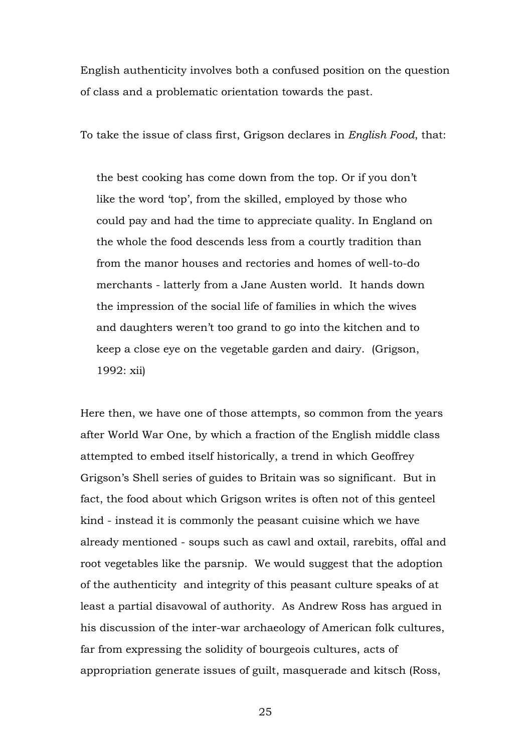English authenticity involves both a confused position on the question of class and a problematic orientation towards the past.

To take the issue of class first, Grigson declares in *English Food*, that:

> the best cooking has come down from the top. Or if you don't like the word 'top', from the skilled, employed by those who could pay and had the time to appreciate quality. In England on the whole the food descends less from a courtly tradition than from the manor houses and rectories and homes of well-to-do merchants - latterly from a Jane Austen world. It hands down the impression of the social life of families in which the wives and daughters weren't too grand to go into the kitchen and to keep a close eye on the vegetable garden and dairy. (Grigson, 1992: xii)

Here then, we have one of those attempts, so common from the years after World War One, by which a fraction of the English middle class attempted to embed itself historically, a trend in which Geoffrey Grigson's Shell series of guides to Britain was so significant. But in fact, the food about which Grigson writes is often not of this genteel kind - instead it is commonly the peasant cuisine which we have already mentioned - soups such as cawl and oxtail, rarebits, offal and root vegetables like the parsnip. We would suggest that the adoption of the authenticity and integrity of this peasant culture speaks of at least a partial disavowal of authority. As Andrew Ross has argued in his discussion of the inter-war archaeology of American folk cultures, far from expressing the solidity of bourgeois cultures, acts of appropriation generate issues of guilt, masquerade and kitsch (Ross,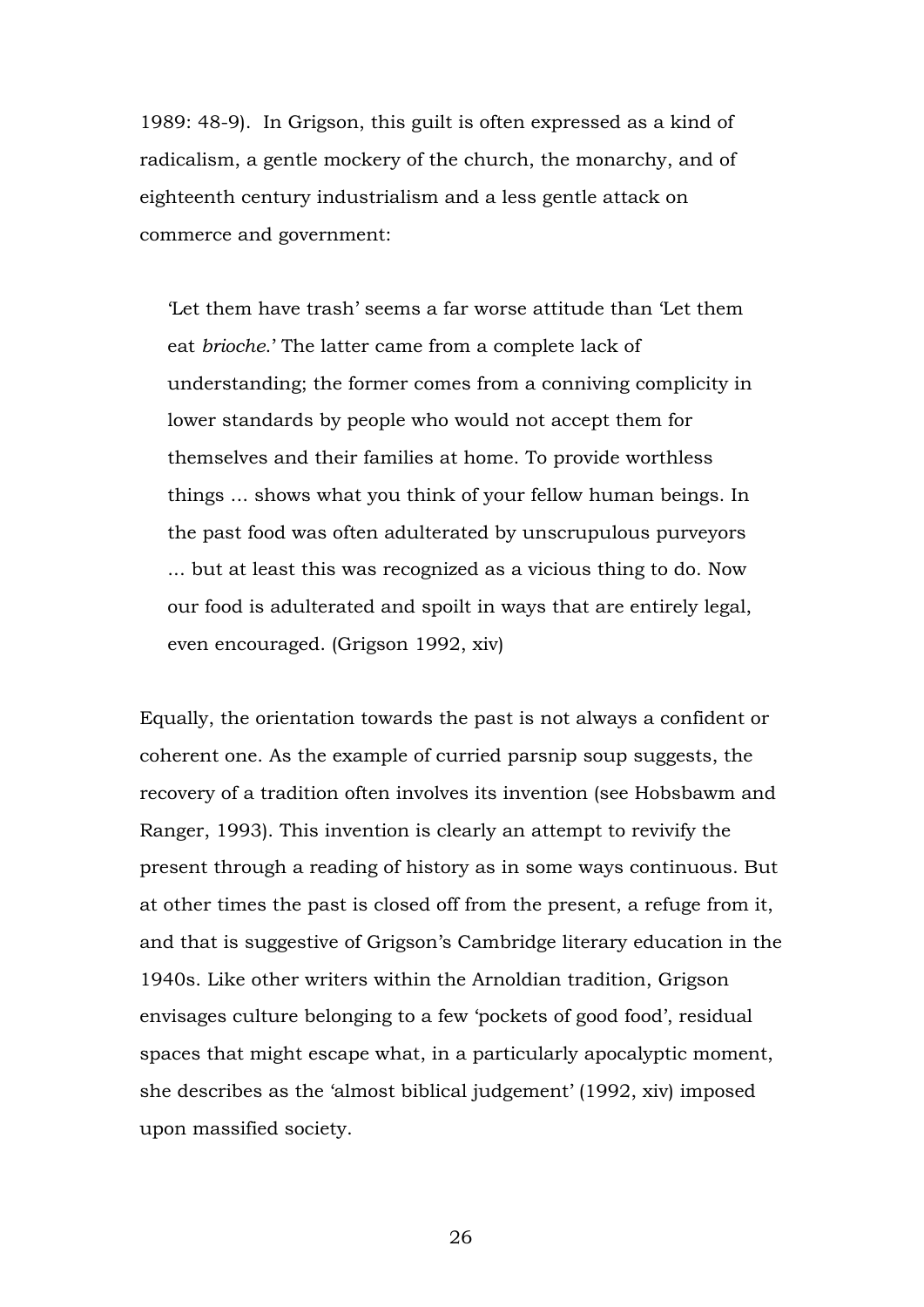1989: 48-9). In Grigson, this guilt is often expressed as a kind of radicalism, a gentle mockery of the church, the monarchy, and of eighteenth century industrialism and a less gentle attack on commerce and government:

> 'Let them have trash' seems a far worse attitude than 'Let them eat *brioche*.' The latter came from a complete lack of understanding; the former comes from a conniving complicity in lower standards by people who would not accept them for themselves and their families at home. To provide worthless things ... shows what you think of your fellow human beings. In the past food was often adulterated by unscrupulous purveyors ... but at least this was recognized as a vicious thing to do. Now our food is adulterated and spoilt in ways that are entirely legal, even encouraged. (Grigson 1992, xiv)

Equally, the orientation towards the past is not always a confident or coherent one. As the example of curried parsnip soup suggests, the recovery of a tradition often involves its invention (see Hobsbawm and Ranger, 1993). This invention is clearly an attempt to revivify the present through a reading of history as in some ways continuous. But at other times the past is closed off from the present, a refuge from it, and that is suggestive of Grigson's Cambridge literary education in the 1940s. Like other writers within the Arnoldian tradition, Grigson envisages culture belonging to a few 'pockets of good food', residual spaces that might escape what, in a particularly apocalyptic moment, she describes as the 'almost biblical judgement' (1992, xiv) imposed upon massified society.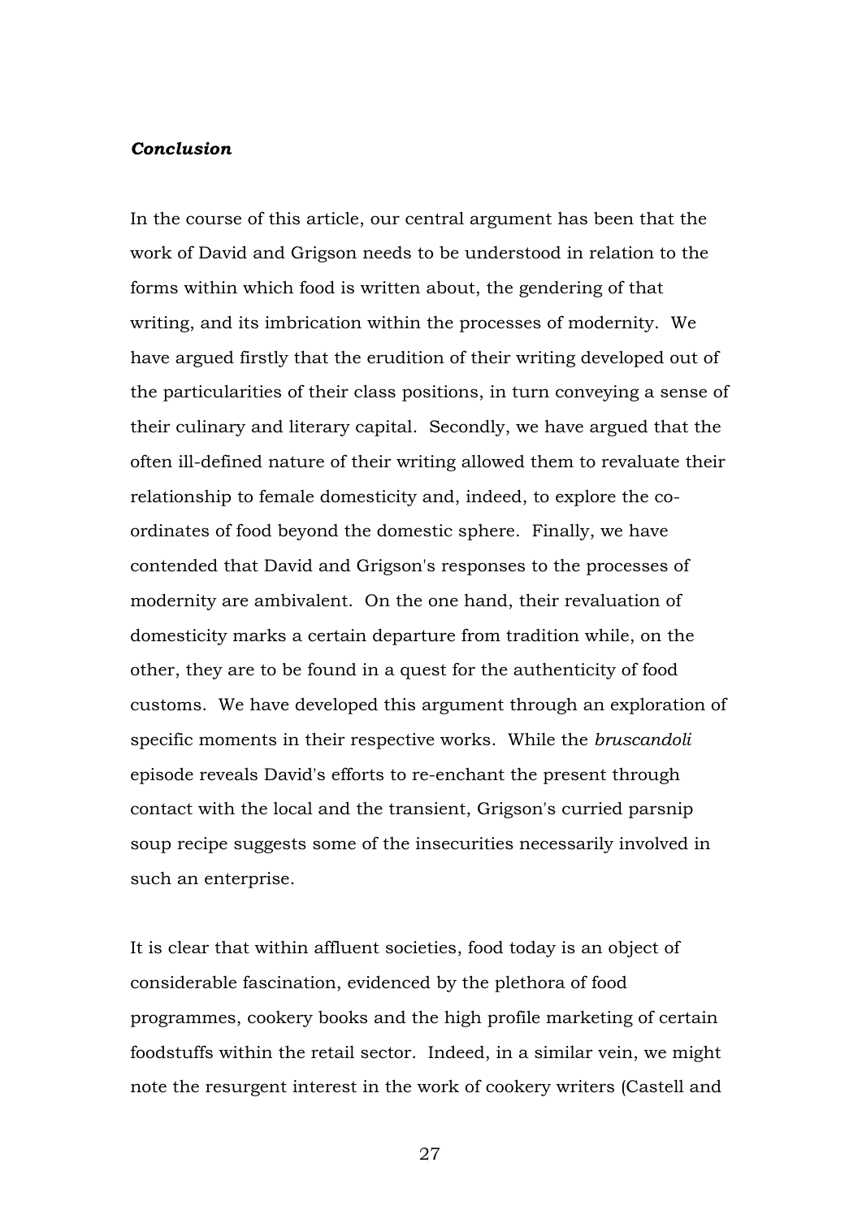### ***Conclusion***

In the course of this article, our central argument has been that the work of David and Grigson needs to be understood in relation to the forms within which food is written about, the gendering of that writing, and its imbrication within the processes of modernity. We have argued firstly that the erudition of their writing developed out of the particularities of their class positions, in turn conveying a sense of their culinary and literary capital. Secondly, we have argued that the often ill-defined nature of their writing allowed them to revaluate their relationship to female domesticity and, indeed, to explore the co-ordinates of food beyond the domestic sphere. Finally, we have contended that David and Grigson's responses to the processes of modernity are ambivalent. On the one hand, their revaluation of domesticity marks a certain departure from tradition while, on the other, they are to be found in a quest for the authenticity of food customs. We have developed this argument through an exploration of specific moments in their respective works. While the *bruscandoli* episode reveals David's efforts to re-enchant the present through contact with the local and the transient, Grigson's curried parsnip soup recipe suggests some of the insecurities necessarily involved in such an enterprise.

It is clear that within affluent societies, food today is an object of considerable fascination, evidenced by the plethora of food programmes, cookery books and the high profile marketing of certain foodstuffs within the retail sector. Indeed, in a similar vein, we might note the resurgent interest in the work of cookery writers (Castell and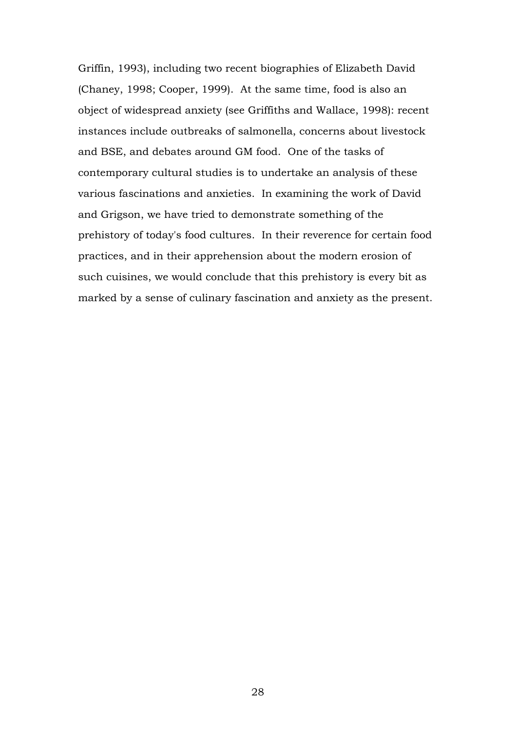Griffin, 1993), including two recent biographies of Elizabeth David (Chaney, 1998; Cooper, 1999). At the same time, food is also an object of widespread anxiety (see Griffiths and Wallace, 1998): recent instances include outbreaks of salmonella, concerns about livestock and BSE, and debates around GM food. One of the tasks of contemporary cultural studies is to undertake an analysis of these various fascinations and anxieties. In examining the work of David and Grigson, we have tried to demonstrate something of the prehistory of today's food cultures. In their reverence for certain food practices, and in their apprehension about the modern erosion of such cuisines, we would conclude that this prehistory is every bit as marked by a sense of culinary fascination and anxiety as the present.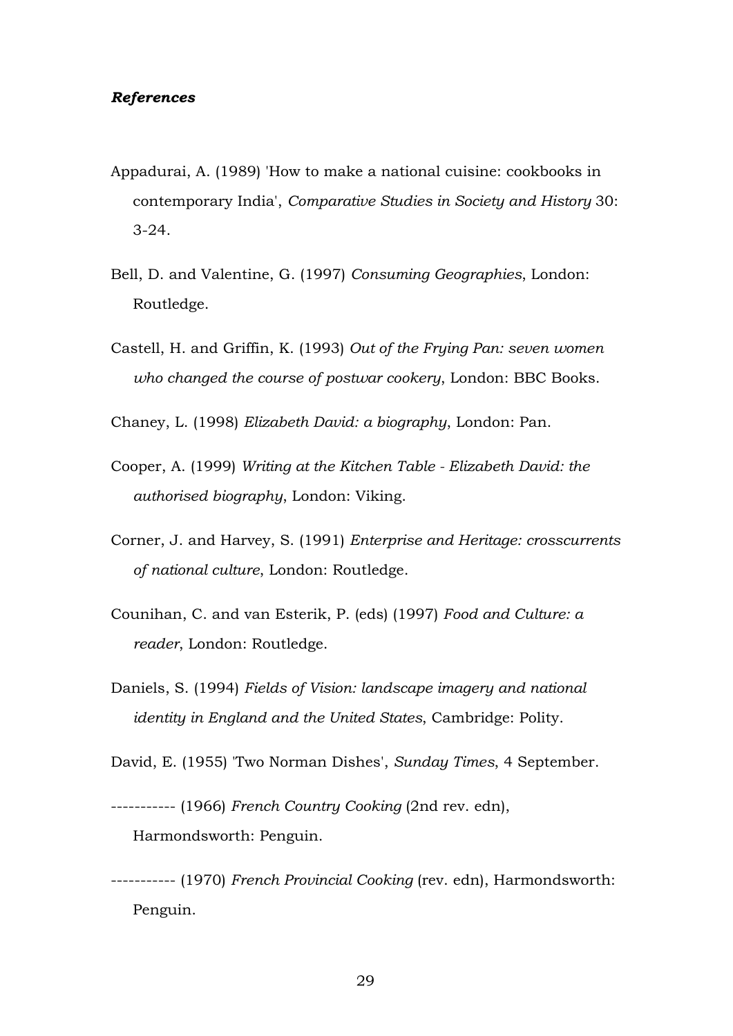### *References*

Appadurai, A. (1989) 'How to make a national cuisine: cookbooks in contemporary India', *Comparative Studies in Society and History* 30: 3-24.

Bell, D. and Valentine, G. (1997) *Consuming Geographies*, London: Routledge.

Castell, H. and Griffin, K. (1993) *Out of the Frying Pan: seven women who changed the course of postwar cookery*, London: BBC Books.

Chaney, L. (1998) *Elizabeth David: a biography*, London: Pan.

Cooper, A. (1999) *Writing at the Kitchen Table - Elizabeth David: the authorised biography*, London: Viking.

Corner, J. and Harvey, S. (1991) *Enterprise and Heritage: crosscurrents of national culture*, London: Routledge.

Counihan, C. and van Esterik, P. (eds) (1997) *Food and Culture: a reader*, London: Routledge.

Daniels, S. (1994) *Fields of Vision: landscape imagery and national identity in England and the United States*, Cambridge: Polity.

David, E. (1955) 'Two Norman Dishes', *Sunday Times*, 4 September.

----------- (1966) *French Country Cooking* (2nd rev. edn), Harmondsworth: Penguin.

----------- (1970) *French Provincial Cooking* (rev. edn), Harmondsworth: Penguin.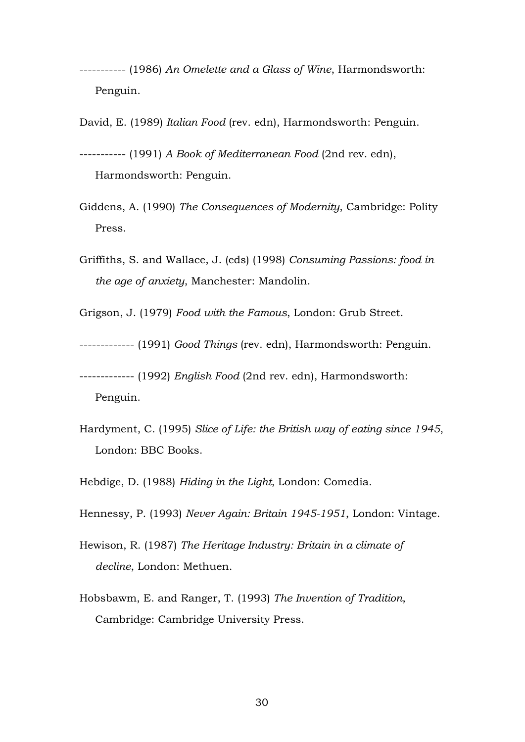----------- (1986) *An Omelette and a Glass of Wine*, Harmondsworth: Penguin.

David, E. (1989) *Italian Food* (rev. edn), Harmondsworth: Penguin.

----------- (1991) *A Book of Mediterranean Food* (2nd rev. edn), Harmondsworth: Penguin.

Giddens, A. (1990) *The Consequences of Modernity*, Cambridge: Polity Press.

Griffiths, S. and Wallace, J. (eds) (1998) *Consuming Passions: food in the age of anxiety*, Manchester: Mandolin.

Grigson, J. (1979) *Food with the Famous*, London: Grub Street.

------------- (1991) *Good Things* (rev. edn), Harmondsworth: Penguin.

------------- (1992) *English Food* (2nd rev. edn), Harmondsworth: Penguin.

Hardyment, C. (1995) *Slice of Life: the British way of eating since 1945*, London: BBC Books.

Hebdige, D. (1988) *Hiding in the Light*, London: Comedia.

Hennessy, P. (1993) *Never Again: Britain 1945-1951*, London: Vintage.

Hewison, R. (1987) *The Heritage Industry: Britain in a climate of decline*, London: Methuen.

Hobsbawm, E. and Ranger, T. (1993) *The Invention of Tradition*, Cambridge: Cambridge University Press.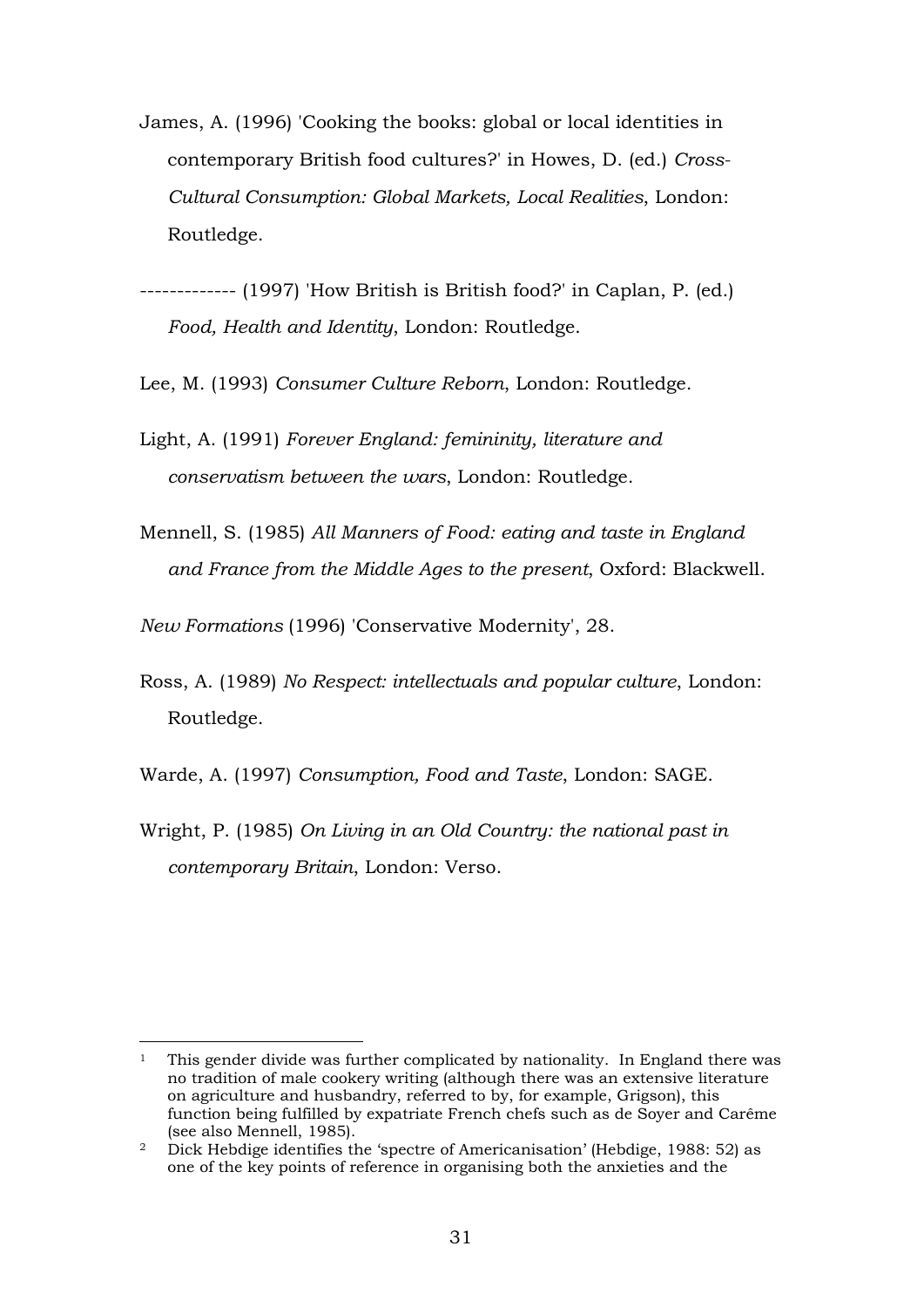James, A. (1996) 'Cooking the books: global or local identities in contemporary British food cultures?' in Howes, D. (ed.) *Cross-Cultural Consumption: Global Markets, Local Realities*, London: Routledge.

------------- (1997) 'How British is British food?' in Caplan, P. (ed.) *Food, Health and Identity*, London: Routledge.

Lee, M. (1993) *Consumer Culture Reborn*, London: Routledge.

Light, A. (1991) *Forever England: femininity, literature and conservatism between the wars*, London: Routledge.

Mennell, S. (1985) *All Manners of Food: eating and taste in England and France from the Middle Ages to the present*, Oxford: Blackwell.

*New Formations* (1996) 'Conservative Modernity', 28.

Ross, A. (1989) *No Respect: intellectuals and popular culture*, London: Routledge.

Warde, A. (1997) *Consumption, Food and Taste*, London: SAGE.

Wright, P. (1985) *On Living in an Old Country: the national past in contemporary Britain*, London: Verso.

---

[1] This gender divide was further complicated by nationality. In England there was no tradition of male cookery writing (although there was an extensive literature on agriculture and husbandry, referred to by, for example, Grigson), this function being fulfilled by expatriate French chefs such as de Soyer and Carême (see also Mennell, 1985).

[2] Dick Hebdige identifies the 'spectre of Americanisation' (Hebdige, 1988: 52) as one of the key points of reference in organising both the anxieties and the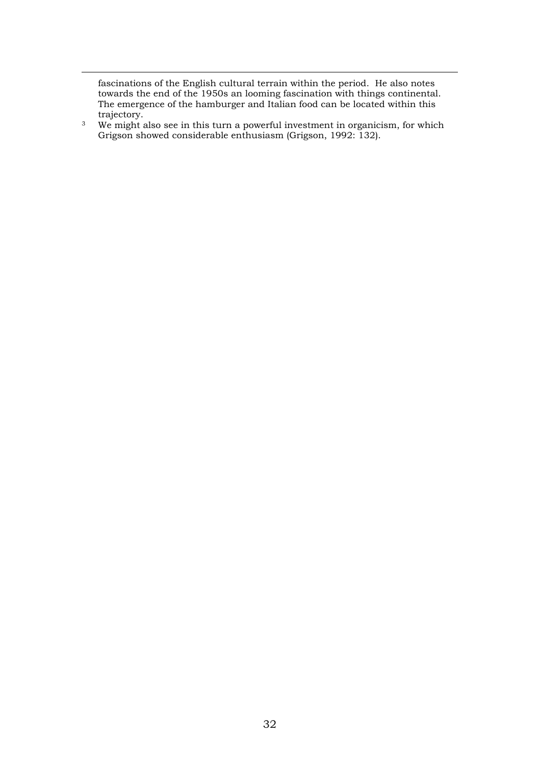fascinations of the English cultural terrain within the period. He also notes towards the end of the 1950s an looming fascination with things continental. The emergence of the hamburger and Italian food can be located within this trajectory.

[3] We might also see in this turn a powerful investment in organicism, for which Grigson showed considerable enthusiasm (Grigson, 1992: 132).